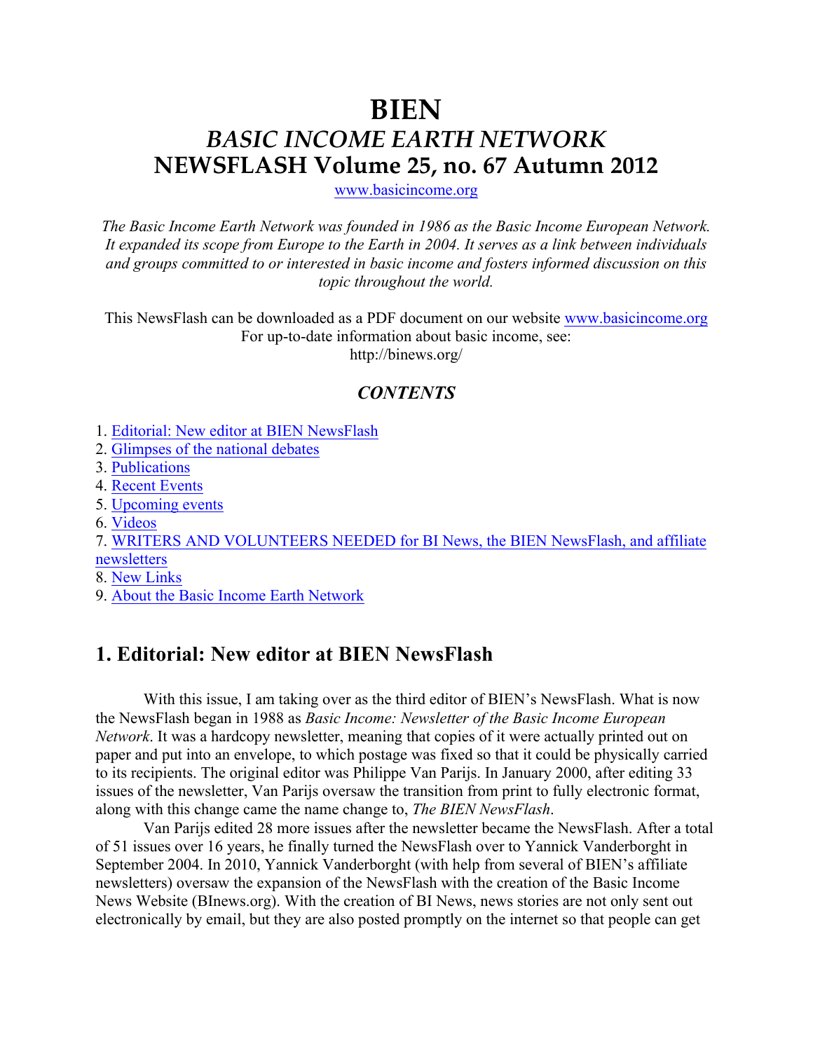# BIEN

## *BASIC INCOME EARTH NETWORK*

## NEWSFLASH Volume 25, no. 67 Autumn 2012

www.basicincome.org

*The Basic Income Earth Network was founded in 1986 as the Basic Income European Network. It expanded its scope from Europe to the Earth in 2004. It serves as a link between individuals and groups committed to or interested in basic income and fosters informed discussion on this topic throughout the world.*

This NewsFlash can be downloaded as a PDF document on our website www.basicincome.org
For up-to-date information about basic income, see:
http://binews.org/

### *CONTENTS*

1. Editorial: New editor at BIEN NewsFlash
2. Glimpses of the national debates
3. Publications
4. Recent Events
5. Upcoming events
6. Videos
7. WRITERS AND VOLUNTEERS NEEDED for BI News, the BIEN NewsFlash, and affiliate newsletters
8. New Links
9. About the Basic Income Earth Network

## 1. Editorial: New editor at BIEN NewsFlash

With this issue, I am taking over as the third editor of BIEN's NewsFlash. What is now the NewsFlash began in 1988 as *Basic Income: Newsletter of the Basic Income European Network*. It was a hardcopy newsletter, meaning that copies of it were actually printed out on paper and put into an envelope, to which postage was fixed so that it could be physically carried to its recipients. The original editor was Philippe Van Parijs. In January 2000, after editing 33 issues of the newsletter, Van Parijs oversaw the transition from print to fully electronic format, along with this change came the name change to, *The BIEN NewsFlash*.

Van Parijs edited 28 more issues after the newsletter became the NewsFlash. After a total of 51 issues over 16 years, he finally turned the NewsFlash over to Yannick Vanderborght in September 2004. In 2010, Yannick Vanderborght (with help from several of BIEN's affiliate newsletters) oversaw the expansion of the NewsFlash with the creation of the Basic Income News Website (BInews.org). With the creation of BI News, news stories are not only sent out electronically by email, but they are also posted promptly on the internet so that people can get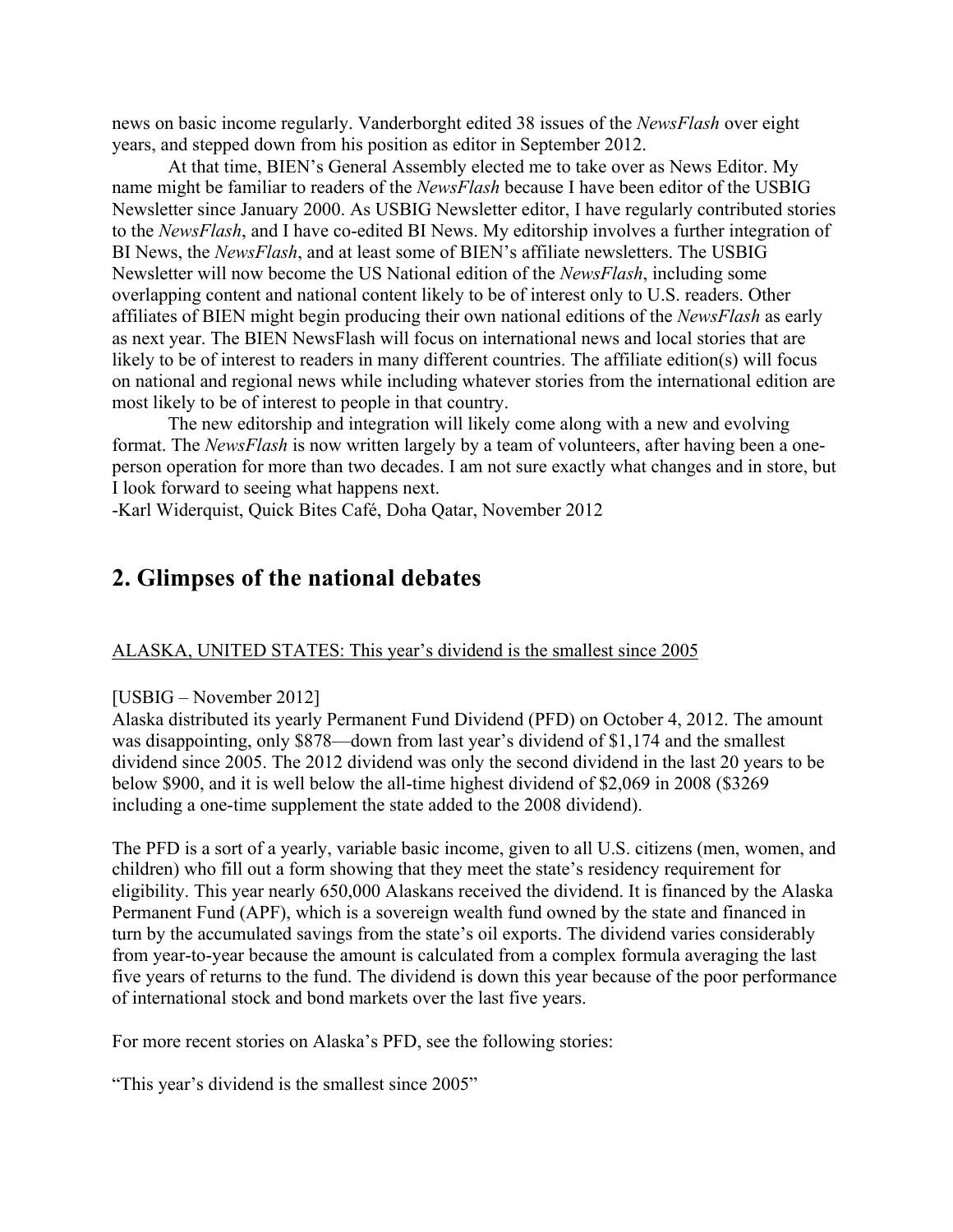news on basic income regularly. Vanderborght edited 38 issues of the *NewsFlash* over eight years, and stepped down from his position as editor in September 2012.

At that time, BIEN's General Assembly elected me to take over as News Editor. My name might be familiar to readers of the *NewsFlash* because I have been editor of the USBIG Newsletter since January 2000. As USBIG Newsletter editor, I have regularly contributed stories to the *NewsFlash*, and I have co-edited BI News. My editorship involves a further integration of BI News, the *NewsFlash*, and at least some of BIEN's affiliate newsletters. The USBIG Newsletter will now become the US National edition of the *NewsFlash*, including some overlapping content and national content likely to be of interest only to U.S. readers. Other affiliates of BIEN might begin producing their own national editions of the *NewsFlash* as early as next year. The BIEN NewsFlash will focus on international news and local stories that are likely to be of interest to readers in many different countries. The affiliate edition(s) will focus on national and regional news while including whatever stories from the international edition are most likely to be of interest to people in that country.

The new editorship and integration will likely come along with a new and evolving format. The *NewsFlash* is now written largely by a team of volunteers, after having been a one-person operation for more than two decades. I am not sure exactly what changes and in store, but I look forward to seeing what happens next.

-Karl Widerquist, Quick Bites Café, Doha Qatar, November 2012

## 2. Glimpses of the national debates

ALASKA, UNITED STATES: This year's dividend is the smallest since 2005

[USBIG – November 2012]

Alaska distributed its yearly Permanent Fund Dividend (PFD) on October 4, 2012. The amount was disappointing, only $878—down from last year's dividend of $1,174 and the smallest dividend since 2005. The 2012 dividend was only the second dividend in the last 20 years to be below $900, and it is well below the all-time highest dividend of $2,069 in 2008 ($3269 including a one-time supplement the state added to the 2008 dividend).

The PFD is a sort of a yearly, variable basic income, given to all U.S. citizens (men, women, and children) who fill out a form showing that they meet the state's residency requirement for eligibility. This year nearly 650,000 Alaskans received the dividend. It is financed by the Alaska Permanent Fund (APF), which is a sovereign wealth fund owned by the state and financed in turn by the accumulated savings from the state's oil exports. The dividend varies considerably from year-to-year because the amount is calculated from a complex formula averaging the last five years of returns to the fund. The dividend is down this year because of the poor performance of international stock and bond markets over the last five years.

For more recent stories on Alaska's PFD, see the following stories:

"This year's dividend is the smallest since 2005"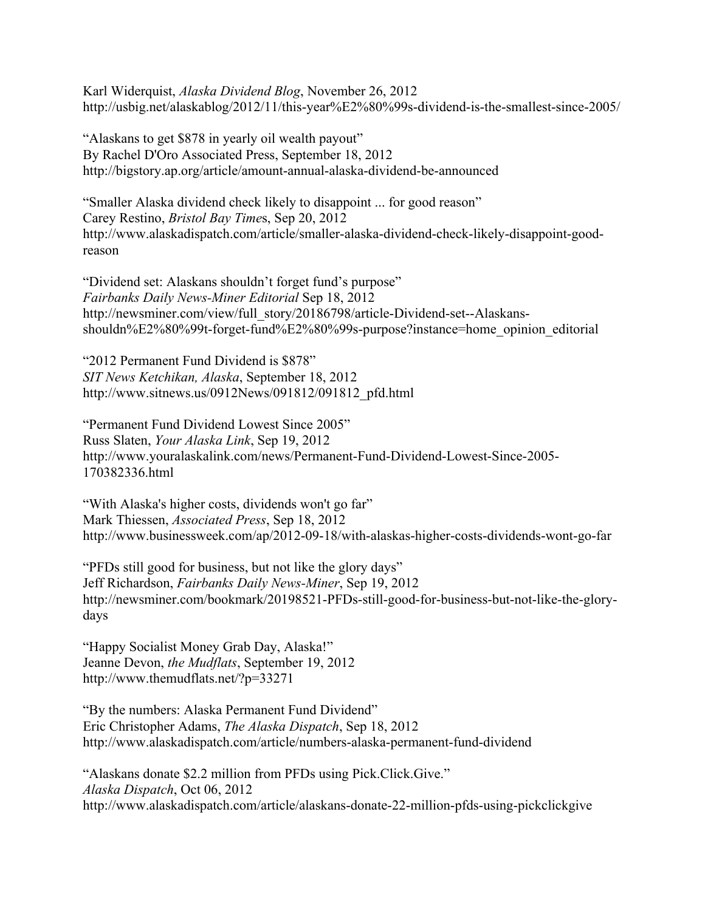Karl Widerquist, *Alaska Dividend Blog*, November 26, 2012
http://usbig.net/alaskablog/2012/11/this-year%E2%80%99s-dividend-is-the-smallest-since-2005/

"Alaskans to get $878 in yearly oil wealth payout"
By Rachel D'Oro Associated Press, September 18, 2012
http://bigstory.ap.org/article/amount-annual-alaska-dividend-be-announced

"Smaller Alaska dividend check likely to disappoint ... for good reason"
Carey Restino, *Bristol Bay Time*s, Sep 20, 2012
http://www.alaskadispatch.com/article/smaller-alaska-dividend-check-likely-disappoint-good-reason

"Dividend set: Alaskans shouldn't forget fund's purpose"
*Fairbanks Daily News-Miner Editorial* Sep 18, 2012
http://newsminer.com/view/full_story/20186798/article-Dividend-set--Alaskans-shouldn%E2%80%99t-forget-fund%E2%80%99s-purpose?instance=home_opinion_editorial

"2012 Permanent Fund Dividend is $878"
*SIT News Ketchikan, Alaska*, September 18, 2012
http://www.sitnews.us/0912News/091812/091812_pfd.html

"Permanent Fund Dividend Lowest Since 2005"
Russ Slaten, *Your Alaska Link*, Sep 19, 2012
http://www.youralaskalink.com/news/Permanent-Fund-Dividend-Lowest-Since-2005-170382336.html

"With Alaska's higher costs, dividends won't go far"
Mark Thiessen, *Associated Press*, Sep 18, 2012
http://www.businessweek.com/ap/2012-09-18/with-alaskas-higher-costs-dividends-wont-go-far

"PFDs still good for business, but not like the glory days"
Jeff Richardson, *Fairbanks Daily News-Miner*, Sep 19, 2012
http://newsminer.com/bookmark/20198521-PFDs-still-good-for-business-but-not-like-the-glory-days

"Happy Socialist Money Grab Day, Alaska!"
Jeanne Devon, *the Mudflats*, September 19, 2012
http://www.themudflats.net/?p=33271

"By the numbers: Alaska Permanent Fund Dividend"
Eric Christopher Adams, *The Alaska Dispatch*, Sep 18, 2012
http://www.alaskadispatch.com/article/numbers-alaska-permanent-fund-dividend

"Alaskans donate $2.2 million from PFDs using Pick.Click.Give."
*Alaska Dispatch*, Oct 06, 2012
http://www.alaskadispatch.com/article/alaskans-donate-22-million-pfds-using-pickclickgive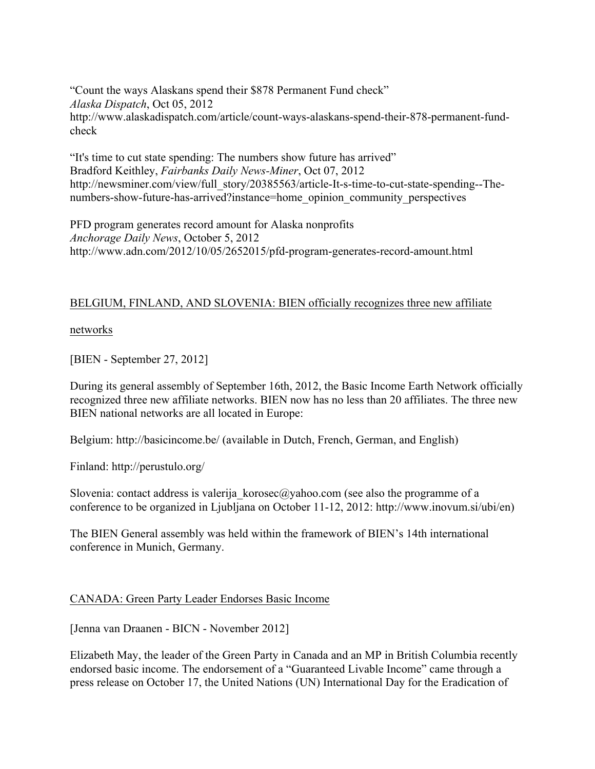"Count the ways Alaskans spend their $878 Permanent Fund check"
*Alaska Dispatch*, Oct 05, 2012
http://www.alaskadispatch.com/article/count-ways-alaskans-spend-their-878-permanent-fund-check

"It's time to cut state spending: The numbers show future has arrived"
Bradford Keithley, *Fairbanks Daily News-Miner*, Oct 07, 2012
http://newsminer.com/view/full_story/20385563/article-It-s-time-to-cut-state-spending--The-numbers-show-future-has-arrived?instance=home_opinion_community_perspectives

PFD program generates record amount for Alaska nonprofits
*Anchorage Daily News*, October 5, 2012
http://www.adn.com/2012/10/05/2652015/pfd-program-generates-record-amount.html

<u>BELGIUM, FINLAND, AND SLOVENIA: BIEN officially recognizes three new affiliate networks</u>

[BIEN - September 27, 2012]

During its general assembly of September 16th, 2012, the Basic Income Earth Network officially recognized three new affiliate networks. BIEN now has no less than 20 affiliates. The three new BIEN national networks are all located in Europe:

Belgium: http://basicincome.be/ (available in Dutch, French, German, and English)

Finland: http://perustulo.org/

Slovenia: contact address is valerija_korosec@yahoo.com (see also the programme of a conference to be organized in Ljubljana on October 11-12, 2012: http://www.inovum.si/ubi/en)

The BIEN General assembly was held within the framework of BIEN's 14th international conference in Munich, Germany.

<u>CANADA: Green Party Leader Endorses Basic Income</u>

[Jenna van Draanen - BICN - November 2012]

Elizabeth May, the leader of the Green Party in Canada and an MP in British Columbia recently endorsed basic income. The endorsement of a "Guaranteed Livable Income" came through a press release on October 17, the United Nations (UN) International Day for the Eradication of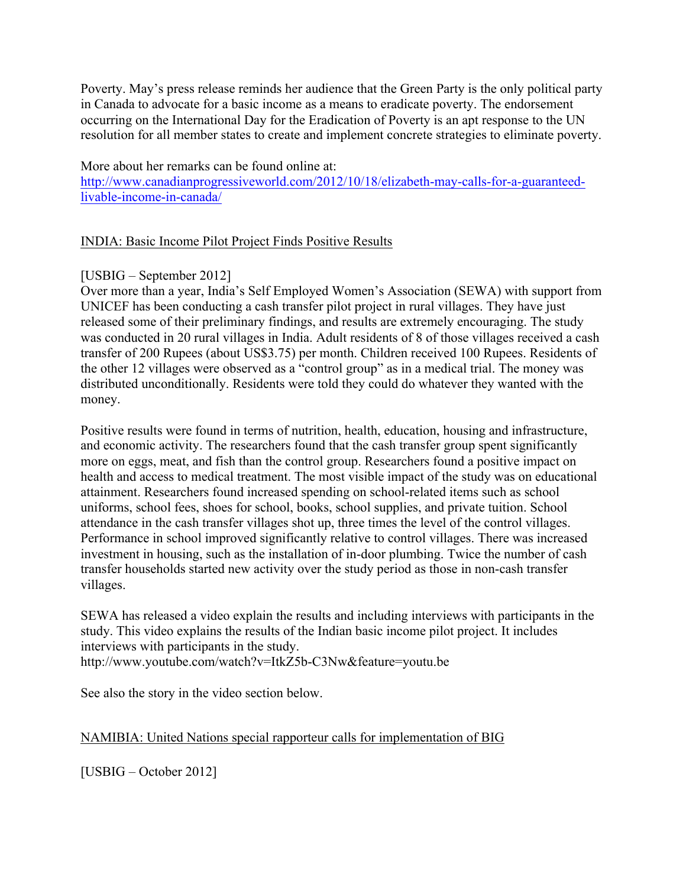Poverty. May's press release reminds her audience that the Green Party is the only political party in Canada to advocate for a basic income as a means to eradicate poverty. The endorsement occurring on the International Day for the Eradication of Poverty is an apt response to the UN resolution for all member states to create and implement concrete strategies to eliminate poverty.

More about her remarks can be found online at:
[http://www.canadianprogressiveworld.com/2012/10/18/elizabeth-may-calls-for-a-guaranteed-livable-income-in-canada/](http://www.canadianprogressiveworld.com/2012/10/18/elizabeth-may-calls-for-a-guaranteed-livable-income-in-canada/)

<u>INDIA: Basic Income Pilot Project Finds Positive Results</u>

[USBIG – September 2012]
Over more than a year, India's Self Employed Women's Association (SEWA) with support from UNICEF has been conducting a cash transfer pilot project in rural villages. They have just released some of their preliminary findings, and results are extremely encouraging. The study was conducted in 20 rural villages in India. Adult residents of 8 of those villages received a cash transfer of 200 Rupees (about US$3.75) per month. Children received 100 Rupees. Residents of the other 12 villages were observed as a "control group" as in a medical trial. The money was distributed unconditionally. Residents were told they could do whatever they wanted with the money.

Positive results were found in terms of nutrition, health, education, housing and infrastructure, and economic activity. The researchers found that the cash transfer group spent significantly more on eggs, meat, and fish than the control group. Researchers found a positive impact on health and access to medical treatment. The most visible impact of the study was on educational attainment. Researchers found increased spending on school-related items such as school uniforms, school fees, shoes for school, books, school supplies, and private tuition. School attendance in the cash transfer villages shot up, three times the level of the control villages. Performance in school improved significantly relative to control villages. There was increased investment in housing, such as the installation of in-door plumbing. Twice the number of cash transfer households started new activity over the study period as those in non-cash transfer villages.

SEWA has released a video explain the results and including interviews with participants in the study. This video explains the results of the Indian basic income pilot project. It includes interviews with participants in the study.
http://www.youtube.com/watch?v=ItkZ5b-C3Nw&feature=youtu.be

See also the story in the video section below.

<u>NAMIBIA: United Nations special rapporteur calls for implementation of BIG</u>

[USBIG – October 2012]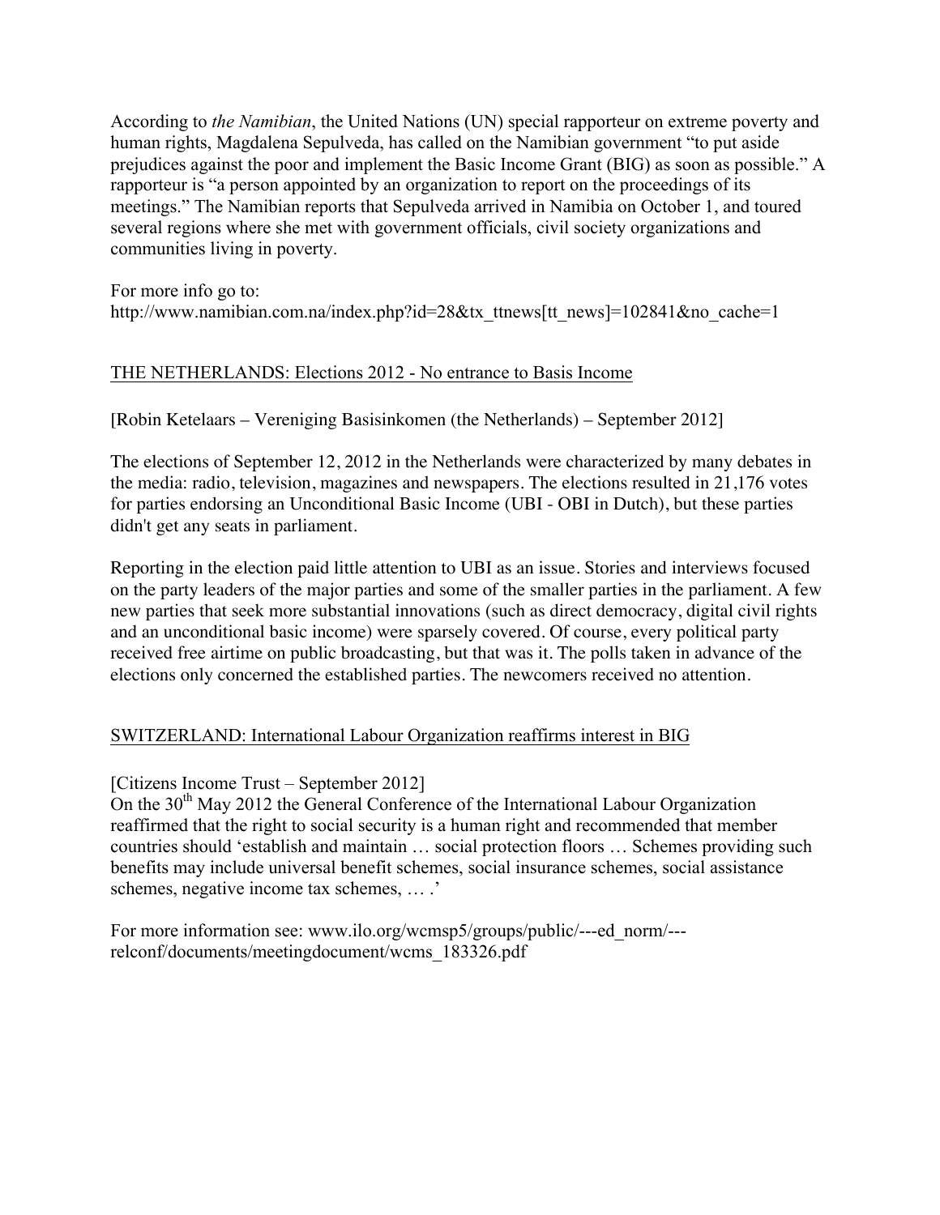According to *the Namibian*, the United Nations (UN) special rapporteur on extreme poverty and human rights, Magdalena Sepulveda, has called on the Namibian government "to put aside prejudices against the poor and implement the Basic Income Grant (BIG) as soon as possible." A rapporteur is "a person appointed by an organization to report on the proceedings of its meetings." The Namibian reports that Sepulveda arrived in Namibia on October 1, and toured several regions where she met with government officials, civil society organizations and communities living in poverty.

For more info go to:
http://www.namibian.com.na/index.php?id=28&tx_ttnews[tt_news]=102841&no_cache=1

## THE NETHERLANDS: Elections 2012 - No entrance to Basis Income

[Robin Ketelaars – Vereniging Basisinkomen (the Netherlands) – September 2012]

The elections of September 12, 2012 in the Netherlands were characterized by many debates in the media: radio, television, magazines and newspapers. The elections resulted in 21,176 votes for parties endorsing an Unconditional Basic Income (UBI - OBI in Dutch), but these parties didn't get any seats in parliament.

Reporting in the election paid little attention to UBI as an issue. Stories and interviews focused on the party leaders of the major parties and some of the smaller parties in the parliament. A few new parties that seek more substantial innovations (such as direct democracy, digital civil rights and an unconditional basic income) were sparsely covered. Of course, every political party received free airtime on public broadcasting, but that was it. The polls taken in advance of the elections only concerned the established parties. The newcomers received no attention.

## SWITZERLAND: International Labour Organization reaffirms interest in BIG

[Citizens Income Trust – September 2012]

On the 30th May 2012 the General Conference of the International Labour Organization reaffirmed that the right to social security is a human right and recommended that member countries should 'establish and maintain … social protection floors … Schemes providing such benefits may include universal benefit schemes, social insurance schemes, social assistance schemes, negative income tax schemes, … .'

For more information see: www.ilo.org/wcmsp5/groups/public/---ed_norm/---relconf/documents/meetingdocument/wcms_183326.pdf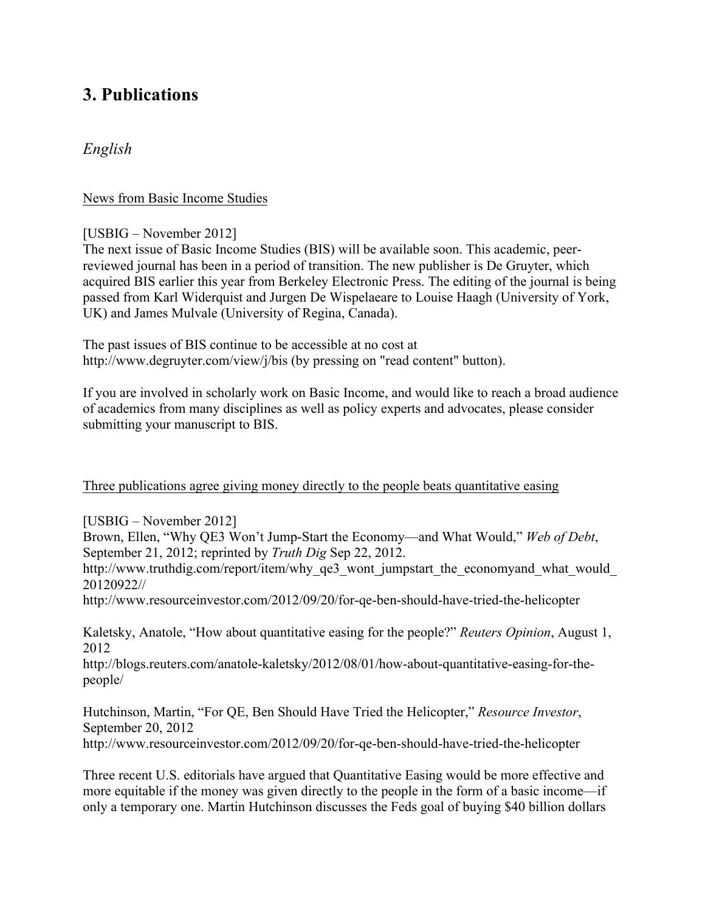# 3. Publications

## *English*

<u>News from Basic Income Studies</u>

[USBIG – November 2012]
The next issue of Basic Income Studies (BIS) will be available soon. This academic, peer-reviewed journal has been in a period of transition. The new publisher is De Gruyter, which acquired BIS earlier this year from Berkeley Electronic Press. The editing of the journal is being passed from Karl Widerquist and Jurgen De Wispelaeare to Louise Haagh (University of York, UK) and James Mulvale (University of Regina, Canada).

The past issues of BIS continue to be accessible at no cost at http://www.degruyter.com/view/j/bis (by pressing on "read content" button).

If you are involved in scholarly work on Basic Income, and would like to reach a broad audience of academics from many disciplines as well as policy experts and advocates, please consider submitting your manuscript to BIS.

<u>Three publications agree giving money directly to the people beats quantitative easing</u>

[USBIG – November 2012]
Brown, Ellen, "Why QE3 Won't Jump-Start the Economy—and What Would," *Web of Debt*, September 21, 2012; reprinted by *Truth Dig* Sep 22, 2012.
http://www.truthdig.com/report/item/why_qe3_wont_jumpstart_the_economyand_what_would_20120922//
http://www.resourceinvestor.com/2012/09/20/for-qe-ben-should-have-tried-the-helicopter

Kaletsky, Anatole, "How about quantitative easing for the people?" *Reuters Opinion*, August 1, 2012
http://blogs.reuters.com/anatole-kaletsky/2012/08/01/how-about-quantitative-easing-for-the-people/

Hutchinson, Martin, "For QE, Ben Should Have Tried the Helicopter," *Resource Investor*, September 20, 2012
http://www.resourceinvestor.com/2012/09/20/for-qe-ben-should-have-tried-the-helicopter

Three recent U.S. editorials have argued that Quantitative Easing would be more effective and more equitable if the money was given directly to the people in the form of a basic income—if only a temporary one. Martin Hutchinson discusses the Feds goal of buying $40 billion dollars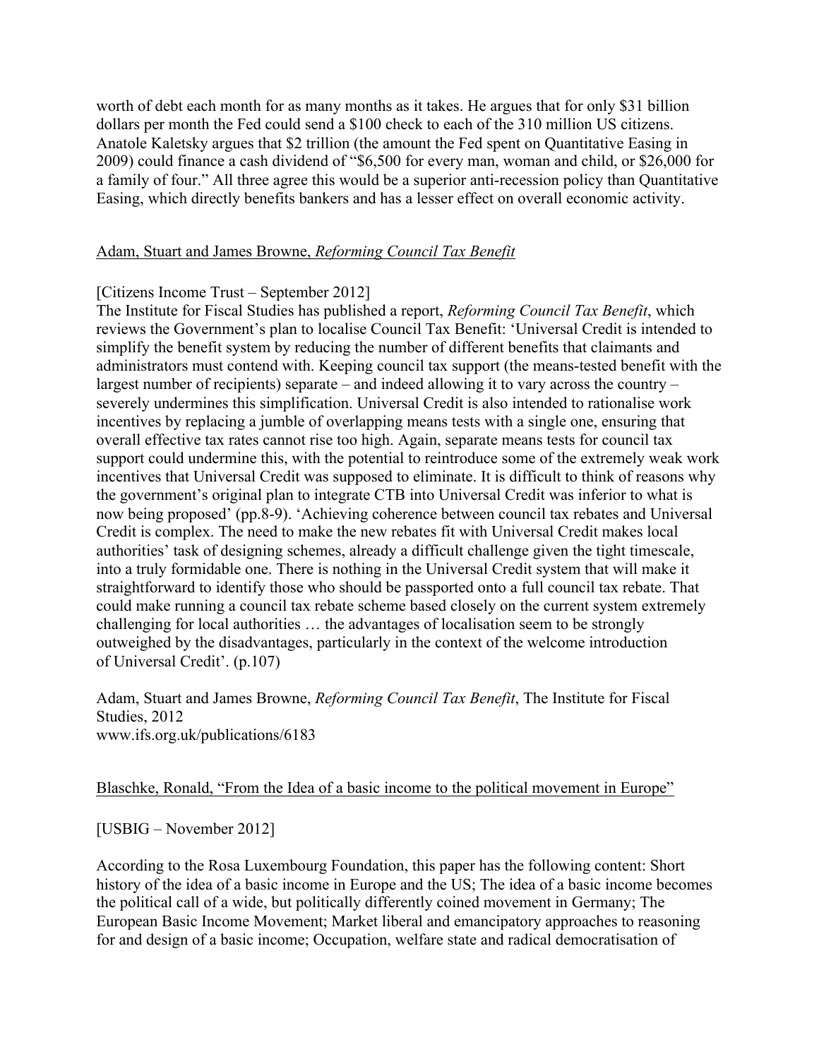worth of debt each month for as many months as it takes. He argues that for only $31 billion dollars per month the Fed could send a $100 check to each of the 310 million US citizens. Anatole Kaletsky argues that $2 trillion (the amount the Fed spent on Quantitative Easing in 2009) could finance a cash dividend of "$6,500 for every man, woman and child, or $26,000 for a family of four." All three agree this would be a superior anti-recession policy than Quantitative Easing, which directly benefits bankers and has a lesser effect on overall economic activity.

Adam, Stuart and James Browne, *Reforming Council Tax Benefit*

[Citizens Income Trust – September 2012]
The Institute for Fiscal Studies has published a report, *Reforming Council Tax Benefit*, which reviews the Government's plan to localise Council Tax Benefit: 'Universal Credit is intended to simplify the benefit system by reducing the number of different benefits that claimants and administrators must contend with. Keeping council tax support (the means-tested benefit with the largest number of recipients) separate – and indeed allowing it to vary across the country – severely undermines this simplification. Universal Credit is also intended to rationalise work incentives by replacing a jumble of overlapping means tests with a single one, ensuring that overall effective tax rates cannot rise too high. Again, separate means tests for council tax support could undermine this, with the potential to reintroduce some of the extremely weak work incentives that Universal Credit was supposed to eliminate. It is difficult to think of reasons why the government's original plan to integrate CTB into Universal Credit was inferior to what is now being proposed' (pp.8-9). 'Achieving coherence between council tax rebates and Universal Credit is complex. The need to make the new rebates fit with Universal Credit makes local authorities' task of designing schemes, already a difficult challenge given the tight timescale, into a truly formidable one. There is nothing in the Universal Credit system that will make it straightforward to identify those who should be passported onto a full council tax rebate. That could make running a council tax rebate scheme based closely on the current system extremely challenging for local authorities … the advantages of localisation seem to be strongly outweighed by the disadvantages, particularly in the context of the welcome introduction of Universal Credit'. (p.107)

Adam, Stuart and James Browne, *Reforming Council Tax Benefit*, The Institute for Fiscal Studies, 2012
www.ifs.org.uk/publications/6183

Blaschke, Ronald, "From the Idea of a basic income to the political movement in Europe"

[USBIG – November 2012]

According to the Rosa Luxembourg Foundation, this paper has the following content: Short history of the idea of a basic income in Europe and the US; The idea of a basic income becomes the political call of a wide, but politically differently coined movement in Germany; The European Basic Income Movement; Market liberal and emancipatory approaches to reasoning for and design of a basic income; Occupation, welfare state and radical democratisation of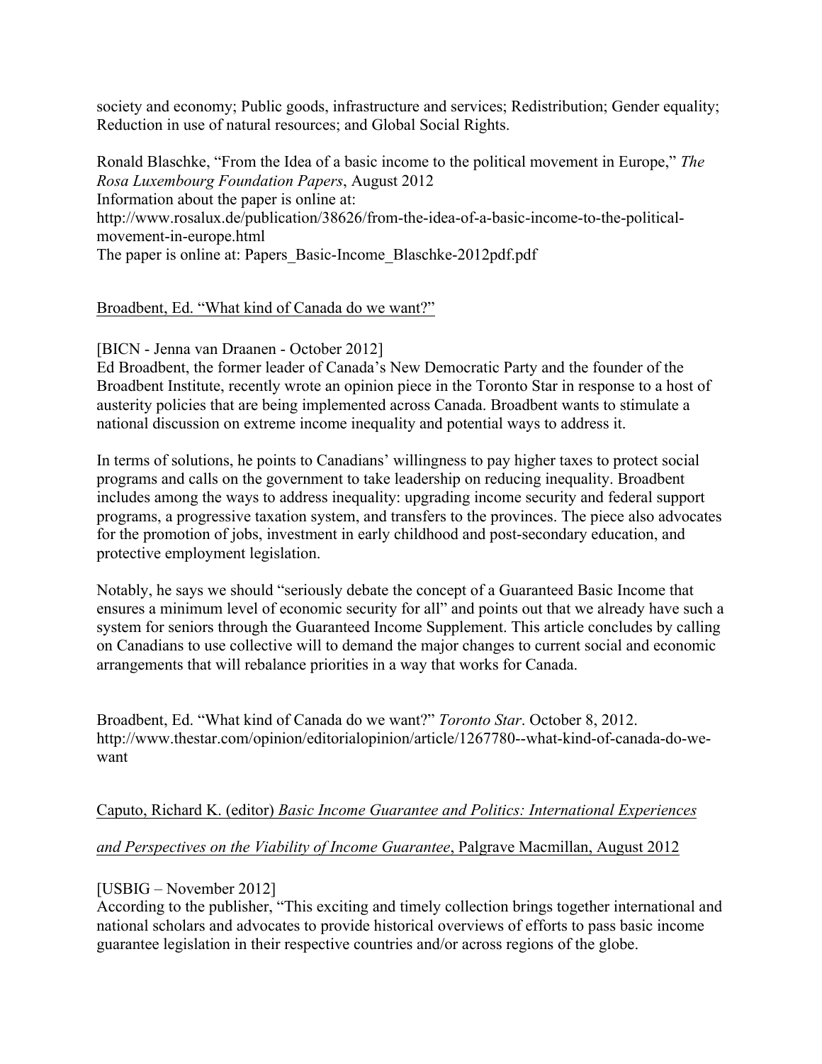society and economy; Public goods, infrastructure and services; Redistribution; Gender equality; Reduction in use of natural resources; and Global Social Rights.

Ronald Blaschke, "From the Idea of a basic income to the political movement in Europe," *The Rosa Luxembourg Foundation Papers*, August 2012
Information about the paper is online at:
http://www.rosalux.de/publication/38626/from-the-idea-of-a-basic-income-to-the-political-movement-in-europe.html
The paper is online at: Papers_Basic-Income_Blaschke-2012pdf.pdf

Broadbent, Ed. "What kind of Canada do we want?"

[BICN - Jenna van Draanen - October 2012]
Ed Broadbent, the former leader of Canada's New Democratic Party and the founder of the Broadbent Institute, recently wrote an opinion piece in the Toronto Star in response to a host of austerity policies that are being implemented across Canada. Broadbent wants to stimulate a national discussion on extreme income inequality and potential ways to address it.

In terms of solutions, he points to Canadians' willingness to pay higher taxes to protect social programs and calls on the government to take leadership on reducing inequality. Broadbent includes among the ways to address inequality: upgrading income security and federal support programs, a progressive taxation system, and transfers to the provinces. The piece also advocates for the promotion of jobs, investment in early childhood and post-secondary education, and protective employment legislation.

Notably, he says we should "seriously debate the concept of a Guaranteed Basic Income that ensures a minimum level of economic security for all" and points out that we already have such a system for seniors through the Guaranteed Income Supplement. This article concludes by calling on Canadians to use collective will to demand the major changes to current social and economic arrangements that will rebalance priorities in a way that works for Canada.

Broadbent, Ed. "What kind of Canada do we want?" *Toronto Star*. October 8, 2012.
http://www.thestar.com/opinion/editorialopinion/article/1267780--what-kind-of-canada-do-we-want

Caputo, Richard K. (editor) *Basic Income Guarantee and Politics: International Experiences and Perspectives on the Viability of Income Guarantee*, Palgrave Macmillan, August 2012

[USBIG – November 2012]
According to the publisher, "This exciting and timely collection brings together international and national scholars and advocates to provide historical overviews of efforts to pass basic income guarantee legislation in their respective countries and/or across regions of the globe.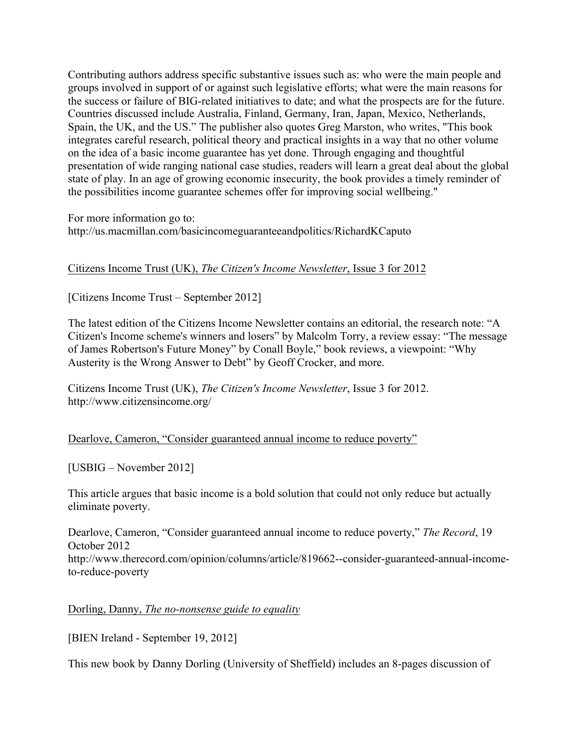Contributing authors address specific substantive issues such as: who were the main people and groups involved in support of or against such legislative efforts; what were the main reasons for the success or failure of BIG-related initiatives to date; and what the prospects are for the future. Countries discussed include Australia, Finland, Germany, Iran, Japan, Mexico, Netherlands, Spain, the UK, and the US." The publisher also quotes Greg Marston, who writes, "This book integrates careful research, political theory and practical insights in a way that no other volume on the idea of a basic income guarantee has yet done. Through engaging and thoughtful presentation of wide ranging national case studies, readers will learn a great deal about the global state of play. In an age of growing economic insecurity, the book provides a timely reminder of the possibilities income guarantee schemes offer for improving social wellbeing."

For more information go to:
http://us.macmillan.com/basicincomeguaranteeandpolitics/RichardKCaputo

Citizens Income Trust (UK), *The Citizen's Income Newsletter*, Issue 3 for 2012

[Citizens Income Trust – September 2012]

The latest edition of the Citizens Income Newsletter contains an editorial, the research note: "A Citizen's Income scheme's winners and losers" by Malcolm Torry, a review essay: "The message of James Robertson's Future Money" by Conall Boyle," book reviews, a viewpoint: "Why Austerity is the Wrong Answer to Debt" by Geoff Crocker, and more.

Citizens Income Trust (UK), *The Citizen's Income Newsletter*, Issue 3 for 2012.
http://www.citizensincome.org/

Dearlove, Cameron, "Consider guaranteed annual income to reduce poverty"

[USBIG – November 2012]

This article argues that basic income is a bold solution that could not only reduce but actually eliminate poverty.

Dearlove, Cameron, "Consider guaranteed annual income to reduce poverty," *The Record*, 19 October 2012
http://www.therecord.com/opinion/columns/article/819662--consider-guaranteed-annual-income-to-reduce-poverty

Dorling, Danny, *The no-nonsense guide to equality*

[BIEN Ireland - September 19, 2012]

This new book by Danny Dorling (University of Sheffield) includes an 8-pages discussion of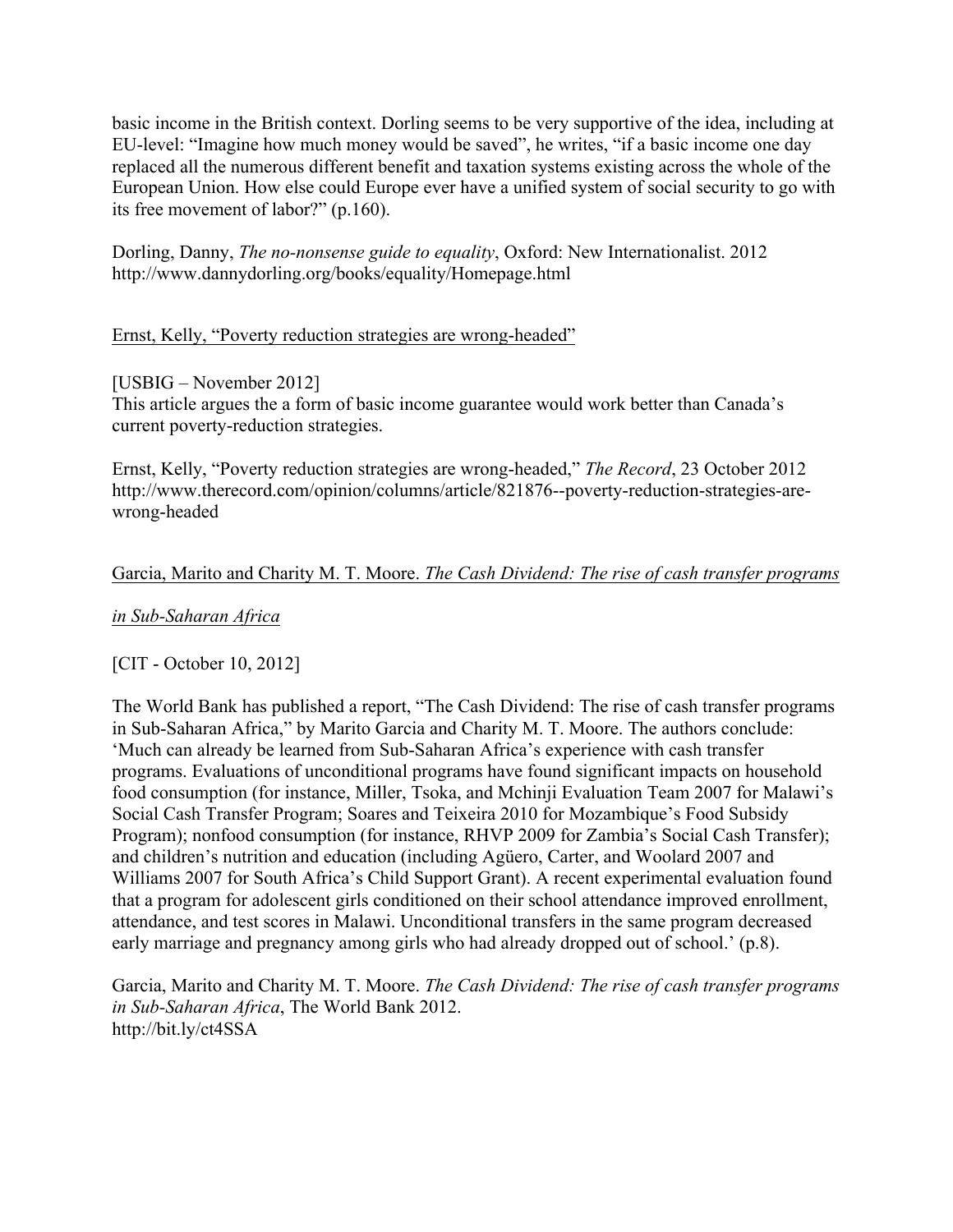basic income in the British context. Dorling seems to be very supportive of the idea, including at EU-level: "Imagine how much money would be saved", he writes, "if a basic income one day replaced all the numerous different benefit and taxation systems existing across the whole of the European Union. How else could Europe ever have a unified system of social security to go with its free movement of labor?" (p.160).

Dorling, Danny, *The no-nonsense guide to equality*, Oxford: New Internationalist. 2012
http://www.dannydorling.org/books/equality/Homepage.html

<u>Ernst, Kelly, "Poverty reduction strategies are wrong-headed"</u>

[USBIG – November 2012]
This article argues the a form of basic income guarantee would work better than Canada's current poverty-reduction strategies.

Ernst, Kelly, "Poverty reduction strategies are wrong-headed," *The Record*, 23 October 2012
http://www.therecord.com/opinion/columns/article/821876--poverty-reduction-strategies-are-wrong-headed

<u>Garcia, Marito and Charity M. T. Moore. *The Cash Dividend: The rise of cash transfer programs in Sub-Saharan Africa*</u>

[CIT - October 10, 2012]

The World Bank has published a report, "The Cash Dividend: The rise of cash transfer programs in Sub-Saharan Africa," by Marito Garcia and Charity M. T. Moore. The authors conclude: 'Much can already be learned from Sub-Saharan Africa's experience with cash transfer programs. Evaluations of unconditional programs have found significant impacts on household food consumption (for instance, Miller, Tsoka, and Mchinji Evaluation Team 2007 for Malawi's Social Cash Transfer Program; Soares and Teixeira 2010 for Mozambique's Food Subsidy Program); nonfood consumption (for instance, RHVP 2009 for Zambia's Social Cash Transfer); and children's nutrition and education (including Agüero, Carter, and Woolard 2007 and Williams 2007 for South Africa's Child Support Grant). A recent experimental evaluation found that a program for adolescent girls conditioned on their school attendance improved enrollment, attendance, and test scores in Malawi. Unconditional transfers in the same program decreased early marriage and pregnancy among girls who had already dropped out of school.' (p.8).

Garcia, Marito and Charity M. T. Moore. *The Cash Dividend: The rise of cash transfer programs in Sub-Saharan Africa*, The World Bank 2012.
http://bit.ly/ct4SSA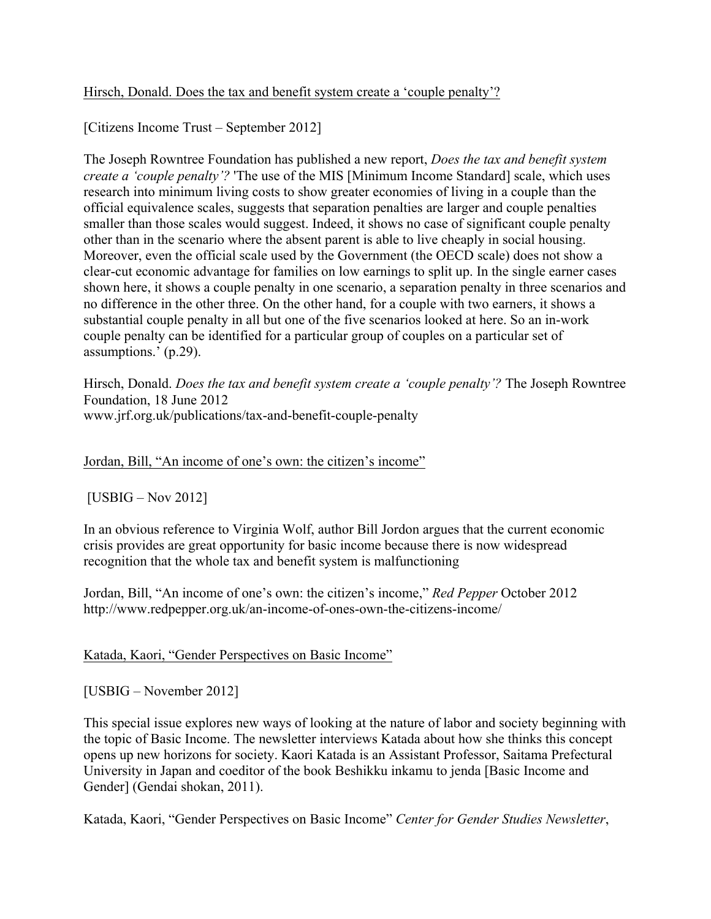<u>Hirsch, Donald. Does the tax and benefit system create a 'couple penalty'?</u>

[Citizens Income Trust – September 2012]

The Joseph Rowntree Foundation has published a new report, *Does the tax and benefit system create a 'couple penalty'?* 'The use of the MIS [Minimum Income Standard] scale, which uses research into minimum living costs to show greater economies of living in a couple than the official equivalence scales, suggests that separation penalties are larger and couple penalties smaller than those scales would suggest. Indeed, it shows no case of significant couple penalty other than in the scenario where the absent parent is able to live cheaply in social housing. Moreover, even the official scale used by the Government (the OECD scale) does not show a clear-cut economic advantage for families on low earnings to split up. In the single earner cases shown here, it shows a couple penalty in one scenario, a separation penalty in three scenarios and no difference in the other three. On the other hand, for a couple with two earners, it shows a substantial couple penalty in all but one of the five scenarios looked at here. So an in-work couple penalty can be identified for a particular group of couples on a particular set of assumptions.' (p.29).

Hirsch, Donald. *Does the tax and benefit system create a 'couple penalty'?* The Joseph Rowntree Foundation, 18 June 2012
www.jrf.org.uk/publications/tax-and-benefit-couple-penalty

<u>Jordan, Bill, "An income of one's own: the citizen's income"</u>

[USBIG – Nov 2012]

In an obvious reference to Virginia Wolf, author Bill Jordon argues that the current economic crisis provides are great opportunity for basic income because there is now widespread recognition that the whole tax and benefit system is malfunctioning

Jordan, Bill, "An income of one's own: the citizen's income," *Red Pepper* October 2012
http://www.redpepper.org.uk/an-income-of-ones-own-the-citizens-income/

<u>Katada, Kaori, "Gender Perspectives on Basic Income"</u>

[USBIG – November 2012]

This special issue explores new ways of looking at the nature of labor and society beginning with the topic of Basic Income. The newsletter interviews Katada about how she thinks this concept opens up new horizons for society. Kaori Katada is an Assistant Professor, Saitama Prefectural University in Japan and coeditor of the book Beshikku inkamu to jenda [Basic Income and Gender] (Gendai shokan, 2011).

Katada, Kaori, "Gender Perspectives on Basic Income" *Center for Gender Studies Newsletter*,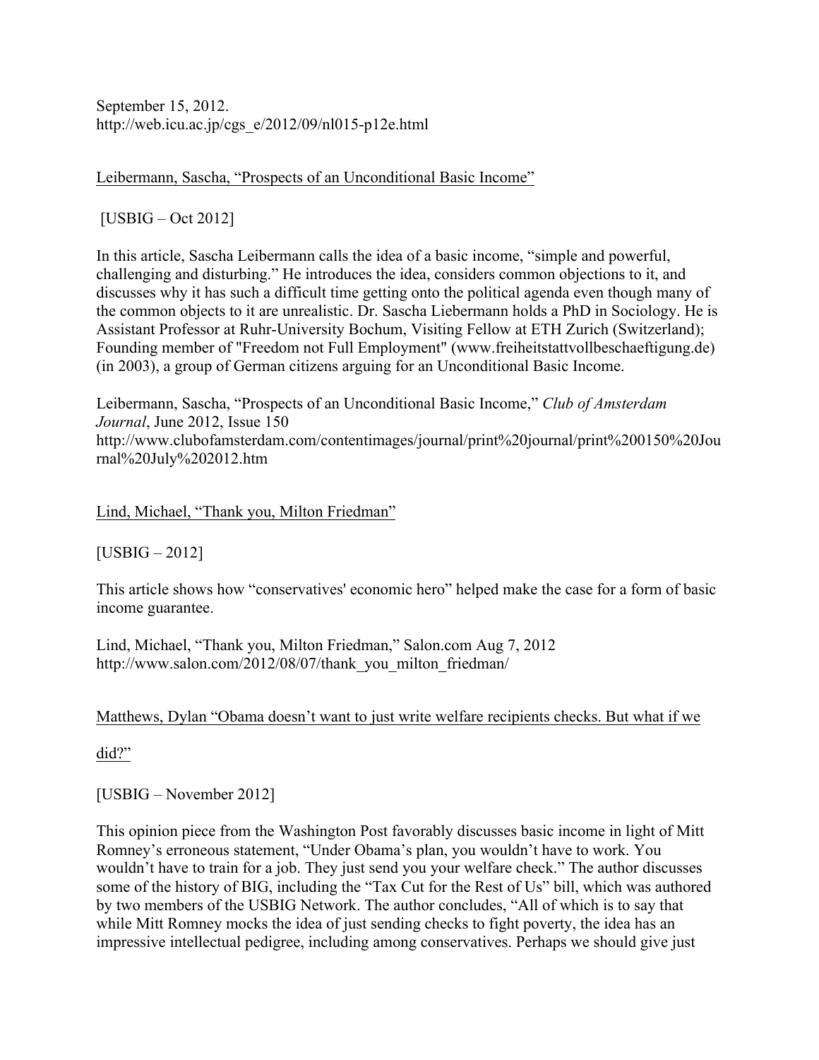September 15, 2012.
http://web.icu.ac.jp/cgs_e/2012/09/nl015-p12e.html

<u>Leibermann, Sascha, "Prospects of an Unconditional Basic Income"</u>

[USBIG – Oct 2012]

In this article, Sascha Leibermann calls the idea of a basic income, "simple and powerful, challenging and disturbing." He introduces the idea, considers common objections to it, and discusses why it has such a difficult time getting onto the political agenda even though many of the common objects to it are unrealistic. Dr. Sascha Liebermann holds a PhD in Sociology. He is Assistant Professor at Ruhr-University Bochum, Visiting Fellow at ETH Zurich (Switzerland); Founding member of "Freedom not Full Employment" (www.freiheitstattvollbeschaeftigung.de) (in 2003), a group of German citizens arguing for an Unconditional Basic Income.

Leibermann, Sascha, "Prospects of an Unconditional Basic Income," *Club of Amsterdam Journal*, June 2012, Issue 150
http://www.clubofamsterdam.com/contentimages/journal/print%20journal/print%200150%20Journal%20July%202012.htm

<u>Lind, Michael, "Thank you, Milton Friedman"</u>

[USBIG – 2012]

This article shows how "conservatives' economic hero" helped make the case for a form of basic income guarantee.

Lind, Michael, "Thank you, Milton Friedman," Salon.com Aug 7, 2012
http://www.salon.com/2012/08/07/thank_you_milton_friedman/

<u>Matthews, Dylan "Obama doesn't want to just write welfare recipients checks. But what if we did?"</u>

[USBIG – November 2012]

This opinion piece from the Washington Post favorably discusses basic income in light of Mitt Romney's erroneous statement, "Under Obama's plan, you wouldn't have to work. You wouldn't have to train for a job. They just send you your welfare check." The author discusses some of the history of BIG, including the "Tax Cut for the Rest of Us" bill, which was authored by two members of the USBIG Network. The author concludes, "All of which is to say that while Mitt Romney mocks the idea of just sending checks to fight poverty, the idea has an impressive intellectual pedigree, including among conservatives. Perhaps we should give just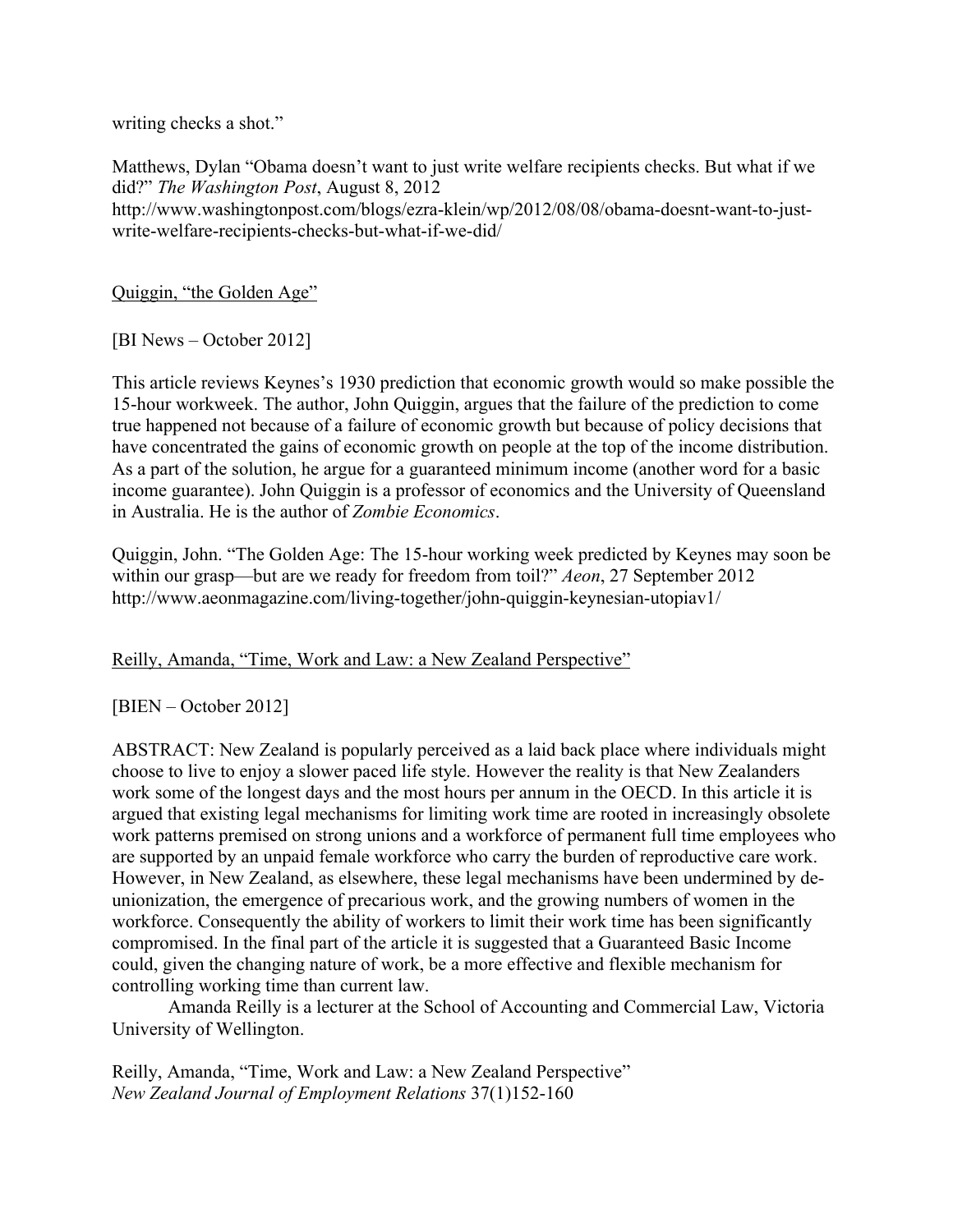writing checks a shot."

Matthews, Dylan "Obama doesn't want to just write welfare recipients checks. But what if we did?" *The Washington Post*, August 8, 2012
http://www.washingtonpost.com/blogs/ezra-klein/wp/2012/08/08/obama-doesnt-want-to-just-write-welfare-recipients-checks-but-what-if-we-did/

<u>Quiggin, "the Golden Age"</u>

[BI News – October 2012]

This article reviews Keynes's 1930 prediction that economic growth would so make possible the 15-hour workweek. The author, John Quiggin, argues that the failure of the prediction to come true happened not because of a failure of economic growth but because of policy decisions that have concentrated the gains of economic growth on people at the top of the income distribution. As a part of the solution, he argue for a guaranteed minimum income (another word for a basic income guarantee). John Quiggin is a professor of economics and the University of Queensland in Australia. He is the author of *Zombie Economics*.

Quiggin, John. "The Golden Age: The 15-hour working week predicted by Keynes may soon be within our grasp—but are we ready for freedom from toil?" *Aeon*, 27 September 2012
http://www.aeonmagazine.com/living-together/john-quiggin-keynesian-utopiav1/

<u>Reilly, Amanda, "Time, Work and Law: a New Zealand Perspective"</u>

[BIEN – October 2012]

ABSTRACT: New Zealand is popularly perceived as a laid back place where individuals might choose to live to enjoy a slower paced life style. However the reality is that New Zealanders work some of the longest days and the most hours per annum in the OECD. In this article it is argued that existing legal mechanisms for limiting work time are rooted in increasingly obsolete work patterns premised on strong unions and a workforce of permanent full time employees who are supported by an unpaid female workforce who carry the burden of reproductive care work. However, in New Zealand, as elsewhere, these legal mechanisms have been undermined by de-unionization, the emergence of precarious work, and the growing numbers of women in the workforce. Consequently the ability of workers to limit their work time has been significantly compromised. In the final part of the article it is suggested that a Guaranteed Basic Income could, given the changing nature of work, be a more effective and flexible mechanism for controlling working time than current law.

Amanda Reilly is a lecturer at the School of Accounting and Commercial Law, Victoria University of Wellington.

Reilly, Amanda, "Time, Work and Law: a New Zealand Perspective"
*New Zealand Journal of Employment Relations* 37(1)152-160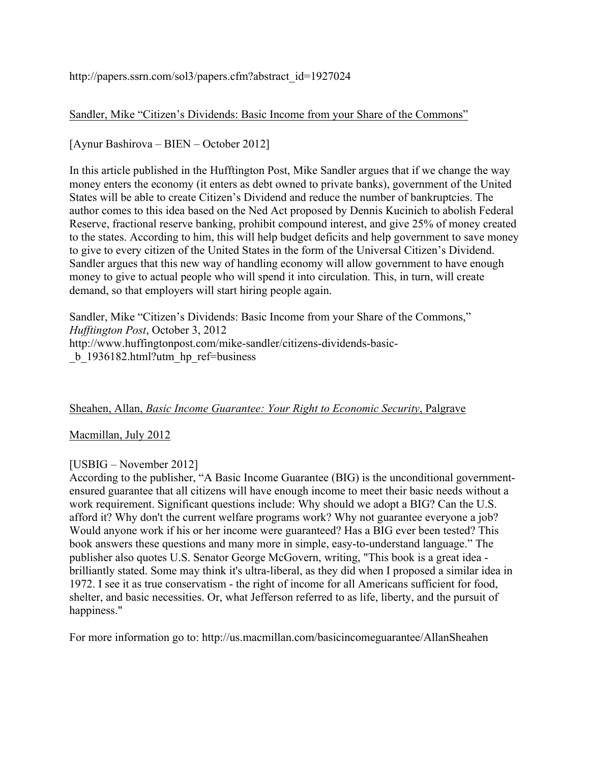http://papers.ssrn.com/sol3/papers.cfm?abstract_id=1927024

Sandler, Mike "Citizen's Dividends: Basic Income from your Share of the Commons"

[Aynur Bashirova – BIEN – October 2012]

In this article published in the Hufftington Post, Mike Sandler argues that if we change the way money enters the economy (it enters as debt owned to private banks), government of the United States will be able to create Citizen's Dividend and reduce the number of bankruptcies. The author comes to this idea based on the Ned Act proposed by Dennis Kucinich to abolish Federal Reserve, fractional reserve banking, prohibit compound interest, and give 25% of money created to the states. According to him, this will help budget deficits and help government to save money to give to every citizen of the United States in the form of the Universal Citizen's Dividend. Sandler argues that this new way of handling economy will allow government to have enough money to give to actual people who will spend it into circulation. This, in turn, will create demand, so that employers will start hiring people again.

Sandler, Mike "Citizen's Dividends: Basic Income from your Share of the Commons," *Hufftington Post*, October 3, 2012
http://www.huffingtonpost.com/mike-sandler/citizens-dividends-basic-_b_1936182.html?utm_hp_ref=business

Sheahen, Allan, *Basic Income Guarantee: Your Right to Economic Security*, Palgrave Macmillan, July 2012

[USBIG – November 2012]
According to the publisher, "A Basic Income Guarantee (BIG) is the unconditional government-ensured guarantee that all citizens will have enough income to meet their basic needs without a work requirement. Significant questions include: Why should we adopt a BIG? Can the U.S. afford it? Why don't the current welfare programs work? Why not guarantee everyone a job? Would anyone work if his or her income were guaranteed? Has a BIG ever been tested? This book answers these questions and many more in simple, easy-to-understand language." The publisher also quotes U.S. Senator George McGovern, writing, "This book is a great idea - brilliantly stated. Some may think it's ultra-liberal, as they did when I proposed a similar idea in 1972. I see it as true conservatism - the right of income for all Americans sufficient for food, shelter, and basic necessities. Or, what Jefferson referred to as life, liberty, and the pursuit of happiness."

For more information go to: http://us.macmillan.com/basicincomeguarantee/AllanSheahen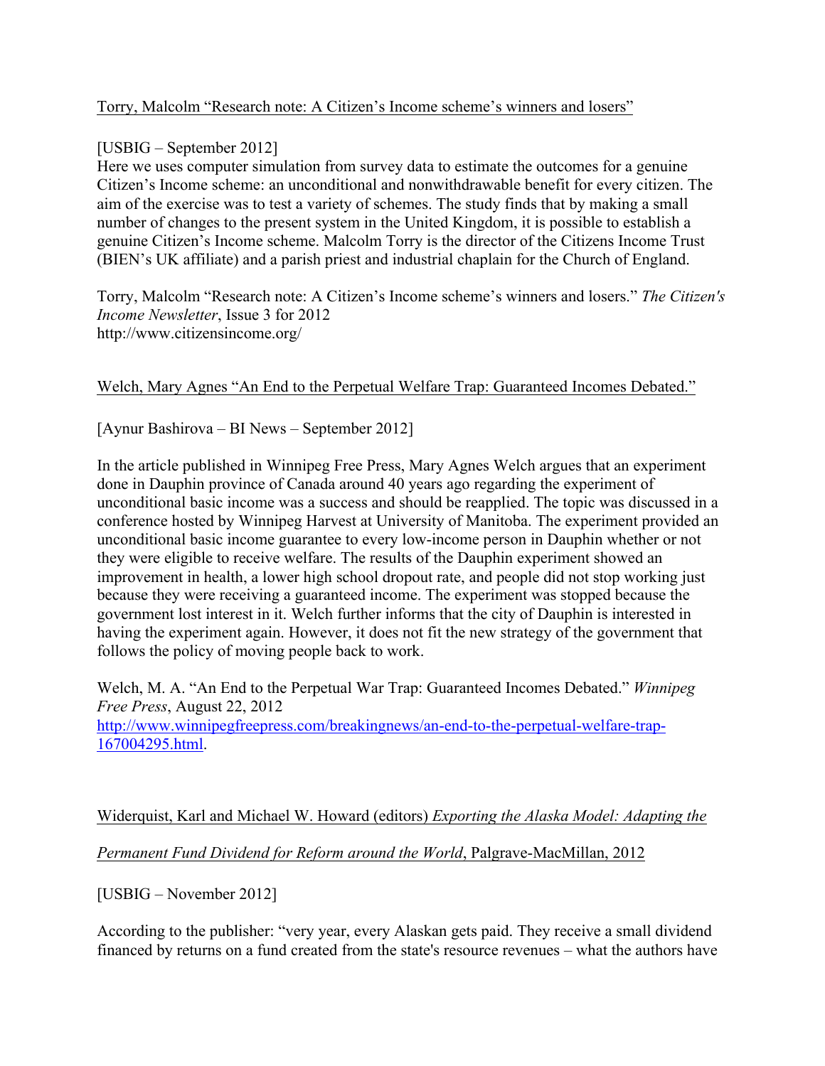Torry, Malcolm “Research note: A Citizen’s Income scheme’s winners and losers”

[USBIG – September 2012]
Here we uses computer simulation from survey data to estimate the outcomes for a genuine Citizen’s Income scheme: an unconditional and nonwithdrawable benefit for every citizen. The aim of the exercise was to test a variety of schemes. The study finds that by making a small number of changes to the present system in the United Kingdom, it is possible to establish a genuine Citizen’s Income scheme. Malcolm Torry is the director of the Citizens Income Trust (BIEN’s UK affiliate) and a parish priest and industrial chaplain for the Church of England.

Torry, Malcolm “Research note: A Citizen’s Income scheme’s winners and losers.” *The Citizen's Income Newsletter*, Issue 3 for 2012
http://www.citizensincome.org/

Welch, Mary Agnes “An End to the Perpetual Welfare Trap: Guaranteed Incomes Debated.”

[Aynur Bashirova – BI News – September 2012]

In the article published in Winnipeg Free Press, Mary Agnes Welch argues that an experiment done in Dauphin province of Canada around 40 years ago regarding the experiment of unconditional basic income was a success and should be reapplied. The topic was discussed in a conference hosted by Winnipeg Harvest at University of Manitoba. The experiment provided an unconditional basic income guarantee to every low-income person in Dauphin whether or not they were eligible to receive welfare. The results of the Dauphin experiment showed an improvement in health, a lower high school dropout rate, and people did not stop working just because they were receiving a guaranteed income. The experiment was stopped because the government lost interest in it. Welch further informs that the city of Dauphin is interested in having the experiment again. However, it does not fit the new strategy of the government that follows the policy of moving people back to work.

Welch, M. A. “An End to the Perpetual War Trap: Guaranteed Incomes Debated.” *Winnipeg Free Press*, August 22, 2012
http://www.winnipegfreepress.com/breakingnews/an-end-to-the-perpetual-welfare-trap-167004295.html.

Widerquist, Karl and Michael W. Howard (editors) *Exporting the Alaska Model: Adapting the Permanent Fund Dividend for Reform around the World*, Palgrave-MacMillan, 2012

[USBIG – November 2012]

According to the publisher: “very year, every Alaskan gets paid. They receive a small dividend financed by returns on a fund created from the state's resource revenues – what the authors have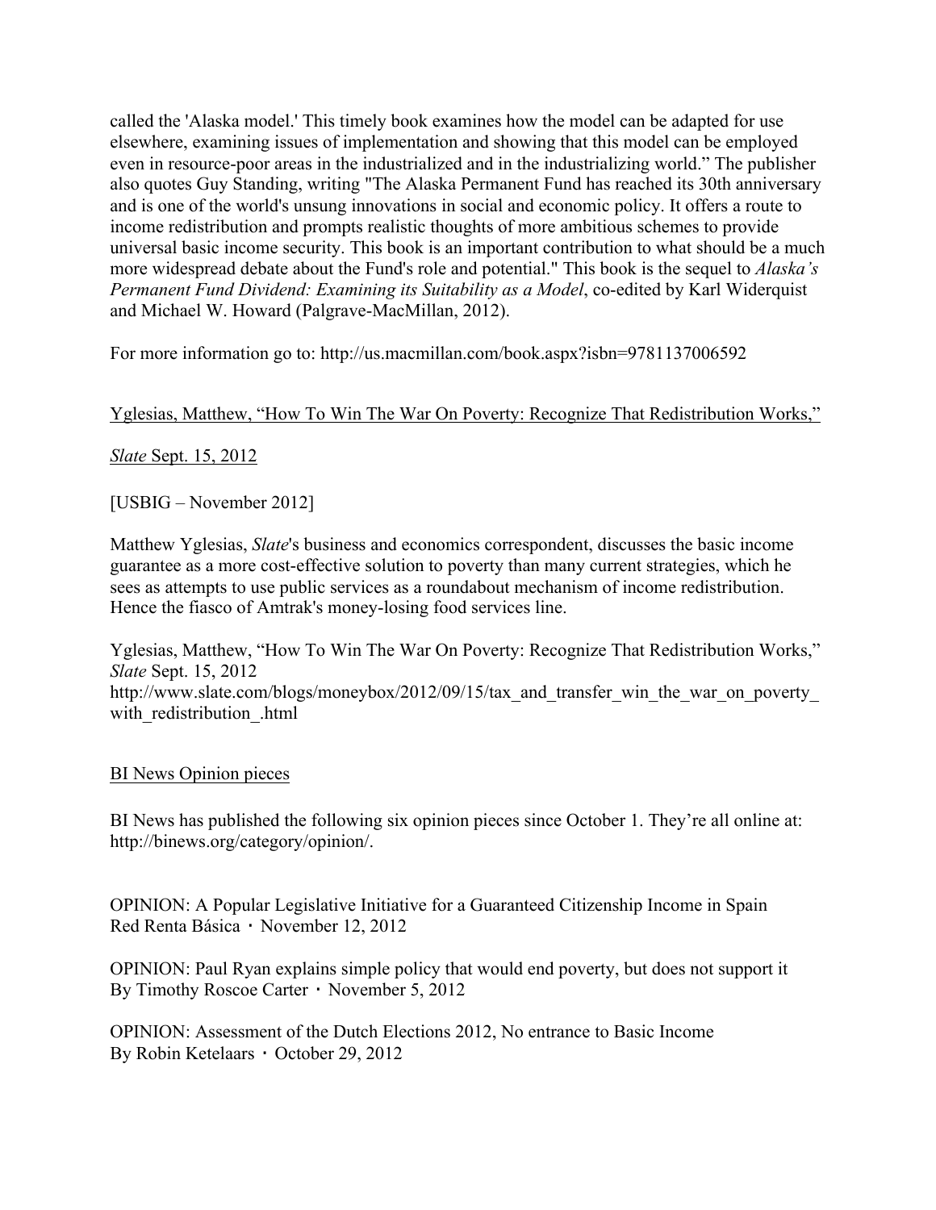called the 'Alaska model.' This timely book examines how the model can be adapted for use elsewhere, examining issues of implementation and showing that this model can be employed even in resource-poor areas in the industrialized and in the industrializing world." The publisher also quotes Guy Standing, writing "The Alaska Permanent Fund has reached its 30th anniversary and is one of the world's unsung innovations in social and economic policy. It offers a route to income redistribution and prompts realistic thoughts of more ambitious schemes to provide universal basic income security. This book is an important contribution to what should be a much more widespread debate about the Fund's role and potential." This book is the sequel to *Alaska's Permanent Fund Dividend: Examining its Suitability as a Model*, co-edited by Karl Widerquist and Michael W. Howard (Palgrave-MacMillan, 2012).

For more information go to: http://us.macmillan.com/book.aspx?isbn=9781137006592

Yglesias, Matthew, "How To Win The War On Poverty: Recognize That Redistribution Works,"

*Slate* Sept. 15, 2012

[USBIG – November 2012]

Matthew Yglesias, *Slate*'s business and economics correspondent, discusses the basic income guarantee as a more cost-effective solution to poverty than many current strategies, which he sees as attempts to use public services as a roundabout mechanism of income redistribution. Hence the fiasco of Amtrak's money-losing food services line.

Yglesias, Matthew, "How To Win The War On Poverty: Recognize That Redistribution Works," *Slate* Sept. 15, 2012
http://www.slate.com/blogs/moneybox/2012/09/15/tax_and_transfer_win_the_war_on_poverty_with_redistribution_.html

BI News Opinion pieces

BI News has published the following six opinion pieces since October 1. They're all online at: http://binews.org/category/opinion/.

OPINION: A Popular Legislative Initiative for a Guaranteed Citizenship Income in Spain
Red Renta Básica · November 12, 2012

OPINION: Paul Ryan explains simple policy that would end poverty, but does not support it
By Timothy Roscoe Carter · November 5, 2012

OPINION: Assessment of the Dutch Elections 2012, No entrance to Basic Income
By Robin Ketelaars · October 29, 2012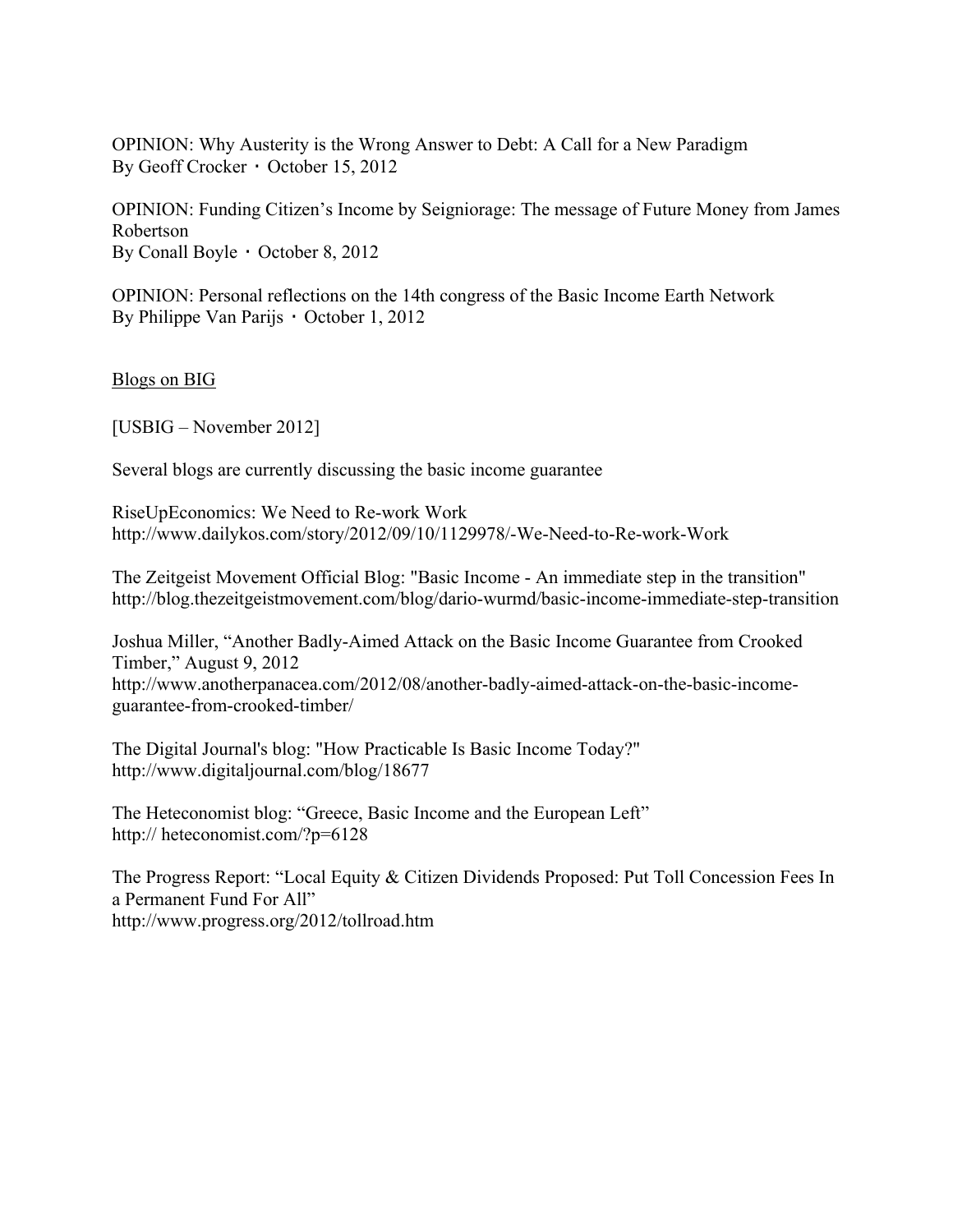OPINION: Why Austerity is the Wrong Answer to Debt: A Call for a New Paradigm
By Geoff Crocker · October 15, 2012

OPINION: Funding Citizen's Income by Seigniorage: The message of Future Money from James Robertson
By Conall Boyle · October 8, 2012

OPINION: Personal reflections on the 14th congress of the Basic Income Earth Network
By Philippe Van Parijs · October 1, 2012

## Blogs on BIG

[USBIG – November 2012]

Several blogs are currently discussing the basic income guarantee

RiseUpEconomics: We Need to Re-work Work
http://www.dailykos.com/story/2012/09/10/1129978/-We-Need-to-Re-work-Work

The Zeitgeist Movement Official Blog: "Basic Income - An immediate step in the transition"
http://blog.thezeitgeistmovement.com/blog/dario-wurmd/basic-income-immediate-step-transition

Joshua Miller, "Another Badly-Aimed Attack on the Basic Income Guarantee from Crooked Timber," August 9, 2012
http://www.anotherpanacea.com/2012/08/another-badly-aimed-attack-on-the-basic-income-guarantee-from-crooked-timber/

The Digital Journal's blog: "How Practicable Is Basic Income Today?"
http://www.digitaljournal.com/blog/18677

The Heteconomist blog: "Greece, Basic Income and the European Left"
http:// heteconomist.com/?p=6128

The Progress Report: "Local Equity & Citizen Dividends Proposed: Put Toll Concession Fees In a Permanent Fund For All"
http://www.progress.org/2012/tollroad.htm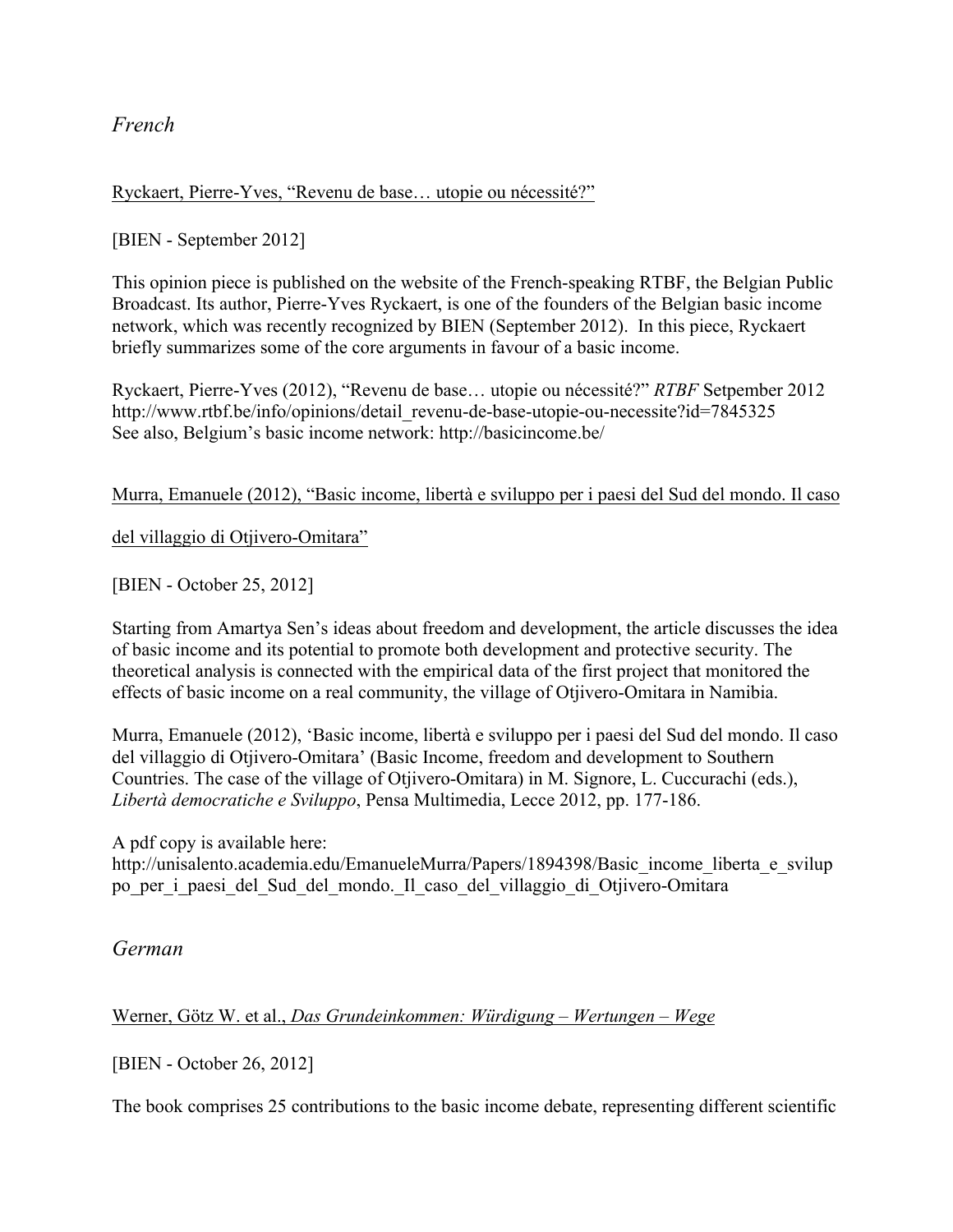## *French*

<u>Ryckaert, Pierre-Yves, “Revenu de base… utopie ou nécessité?”</u>

[BIEN - September 2012]

This opinion piece is published on the website of the French-speaking RTBF, the Belgian Public Broadcast. Its author, Pierre-Yves Ryckaert, is one of the founders of the Belgian basic income network, which was recently recognized by BIEN (September 2012). In this piece, Ryckaert briefly summarizes some of the core arguments in favour of a basic income.

Ryckaert, Pierre-Yves (2012), “Revenu de base… utopie ou nécessité?” *RTBF* Setpember 2012
http://www.rtbf.be/info/opinions/detail_revenu-de-base-utopie-ou-necessite?id=7845325
See also, Belgium’s basic income network: http://basicincome.be/

<u>Murra, Emanuele (2012), “Basic income, libertà e sviluppo per i paesi del Sud del mondo. Il caso del villaggio di Otjivero-Omitara”</u>

[BIEN - October 25, 2012]

Starting from Amartya Sen’s ideas about freedom and development, the article discusses the idea of basic income and its potential to promote both development and protective security. The theoretical analysis is connected with the empirical data of the first project that monitored the effects of basic income on a real community, the village of Otjivero-Omitara in Namibia.

Murra, Emanuele (2012), ‘Basic income, libertà e sviluppo per i paesi del Sud del mondo. Il caso del villaggio di Otjivero-Omitara’ (Basic Income, freedom and development to Southern Countries. The case of the village of Otjivero-Omitara) in M. Signore, L. Cuccurachi (eds.), *Libertà democratiche e Sviluppo*, Pensa Multimedia, Lecce 2012, pp. 177-186.

A pdf copy is available here:
http://unisalento.academia.edu/EmanueleMurra/Papers/1894398/Basic_income_liberta_e_sviluppo_per_i_paesi_del_Sud_del_mondo._Il_caso_del_villaggio_di_Otjivero-Omitara

## *German*

<u>Werner, Götz W. et al., *Das Grundeinkommen: Würdigung – Wertungen – Wege*</u>

[BIEN - October 26, 2012]

The book comprises 25 contributions to the basic income debate, representing different scientific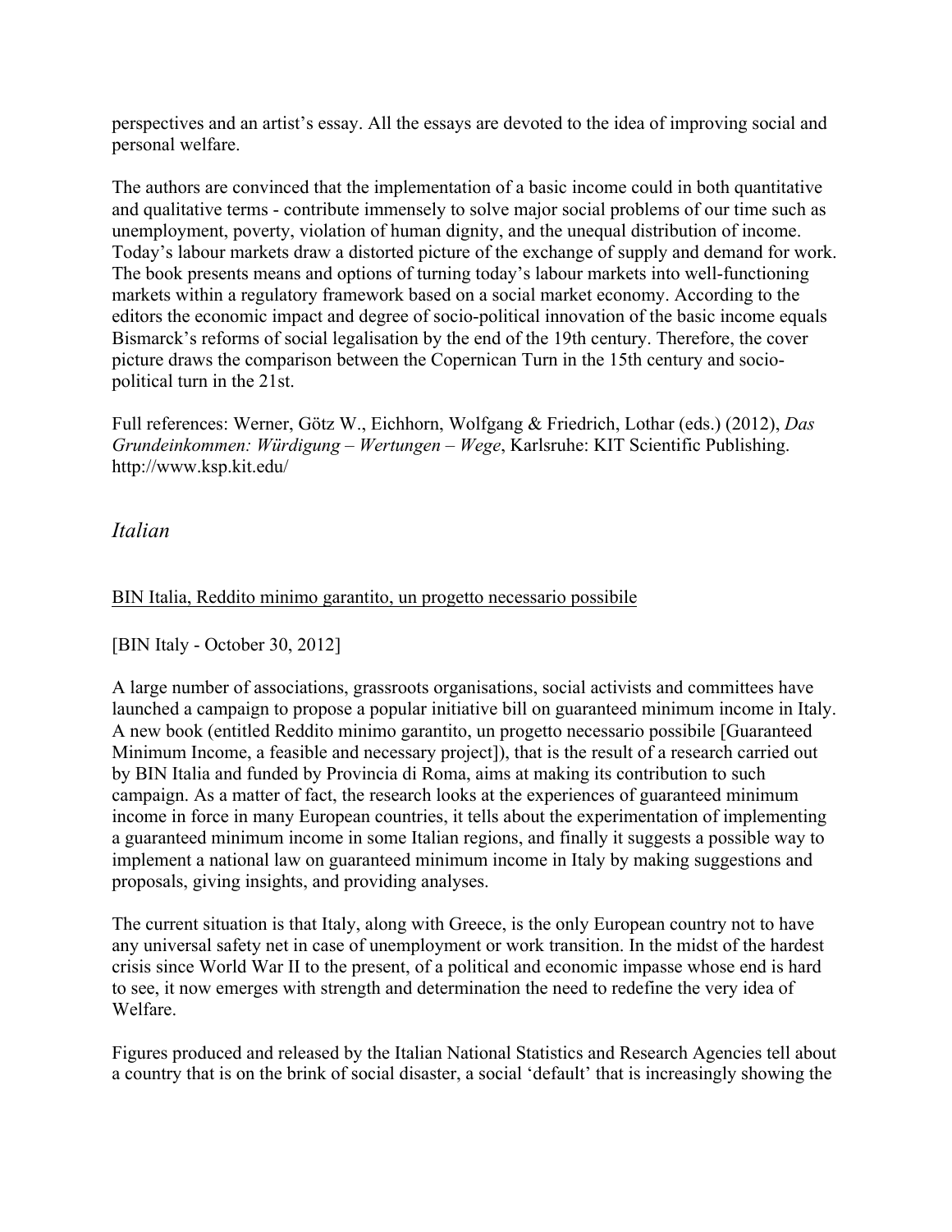perspectives and an artist's essay. All the essays are devoted to the idea of improving social and personal welfare.

The authors are convinced that the implementation of a basic income could in both quantitative and qualitative terms - contribute immensely to solve major social problems of our time such as unemployment, poverty, violation of human dignity, and the unequal distribution of income. Today's labour markets draw a distorted picture of the exchange of supply and demand for work. The book presents means and options of turning today's labour markets into well-functioning markets within a regulatory framework based on a social market economy. According to the editors the economic impact and degree of socio-political innovation of the basic income equals Bismarck's reforms of social legalisation by the end of the 19th century. Therefore, the cover picture draws the comparison between the Copernican Turn in the 15th century and socio-political turn in the 21st.

Full references: Werner, Götz W., Eichhorn, Wolfgang & Friedrich, Lothar (eds.) (2012), *Das Grundeinkommen: Würdigung – Wertungen – Wege*, Karlsruhe: KIT Scientific Publishing. http://www.ksp.kit.edu/

## *Italian*

BIN Italia, Reddito minimo garantito, un progetto necessario possibile

[BIN Italy - October 30, 2012]

A large number of associations, grassroots organisations, social activists and committees have launched a campaign to propose a popular initiative bill on guaranteed minimum income in Italy. A new book (entitled Reddito minimo garantito, un progetto necessario possibile [Guaranteed Minimum Income, a feasible and necessary project]), that is the result of a research carried out by BIN Italia and funded by Provincia di Roma, aims at making its contribution to such campaign. As a matter of fact, the research looks at the experiences of guaranteed minimum income in force in many European countries, it tells about the experimentation of implementing a guaranteed minimum income in some Italian regions, and finally it suggests a possible way to implement a national law on guaranteed minimum income in Italy by making suggestions and proposals, giving insights, and providing analyses.

The current situation is that Italy, along with Greece, is the only European country not to have any universal safety net in case of unemployment or work transition. In the midst of the hardest crisis since World War II to the present, of a political and economic impasse whose end is hard to see, it now emerges with strength and determination the need to redefine the very idea of Welfare.

Figures produced and released by the Italian National Statistics and Research Agencies tell about a country that is on the brink of social disaster, a social 'default' that is increasingly showing the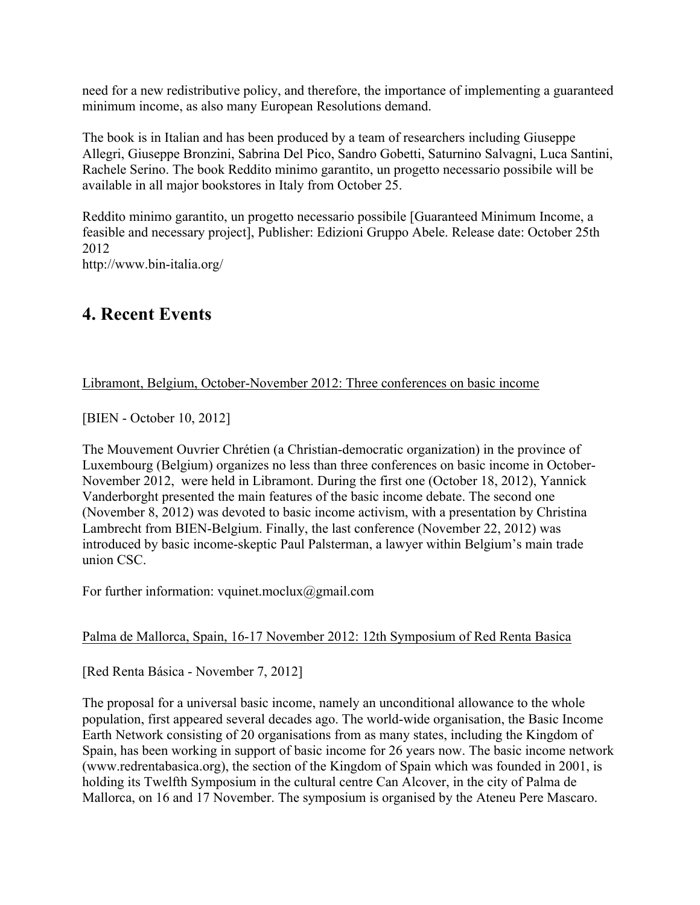need for a new redistributive policy, and therefore, the importance of implementing a guaranteed minimum income, as also many European Resolutions demand.

The book is in Italian and has been produced by a team of researchers including Giuseppe Allegri, Giuseppe Bronzini, Sabrina Del Pico, Sandro Gobetti, Saturnino Salvagni, Luca Santini, Rachele Serino. The book Reddito minimo garantito, un progetto necessario possibile will be available in all major bookstores in Italy from October 25.

Reddito minimo garantito, un progetto necessario possibile [Guaranteed Minimum Income, a feasible and necessary project], Publisher: Edizioni Gruppo Abele. Release date: October 25th 2012
http://www.bin-italia.org/

## 4. Recent Events

Libramont, Belgium, October-November 2012: Three conferences on basic income

[BIEN - October 10, 2012]

The Mouvement Ouvrier Chrétien (a Christian-democratic organization) in the province of Luxembourg (Belgium) organizes no less than three conferences on basic income in October-November 2012, were held in Libramont. During the first one (October 18, 2012), Yannick Vanderborght presented the main features of the basic income debate. The second one (November 8, 2012) was devoted to basic income activism, with a presentation by Christina Lambrecht from BIEN-Belgium. Finally, the last conference (November 22, 2012) was introduced by basic income-skeptic Paul Palsterman, a lawyer within Belgium's main trade union CSC.

For further information: vquinet.moclux@gmail.com

Palma de Mallorca, Spain, 16-17 November 2012: 12th Symposium of Red Renta Basica

[Red Renta Básica - November 7, 2012]

The proposal for a universal basic income, namely an unconditional allowance to the whole population, first appeared several decades ago. The world-wide organisation, the Basic Income Earth Network consisting of 20 organisations from as many states, including the Kingdom of Spain, has been working in support of basic income for 26 years now. The basic income network (www.redrentabasica.org), the section of the Kingdom of Spain which was founded in 2001, is holding its Twelfth Symposium in the cultural centre Can Alcover, in the city of Palma de Mallorca, on 16 and 17 November. The symposium is organised by the Ateneu Pere Mascaro.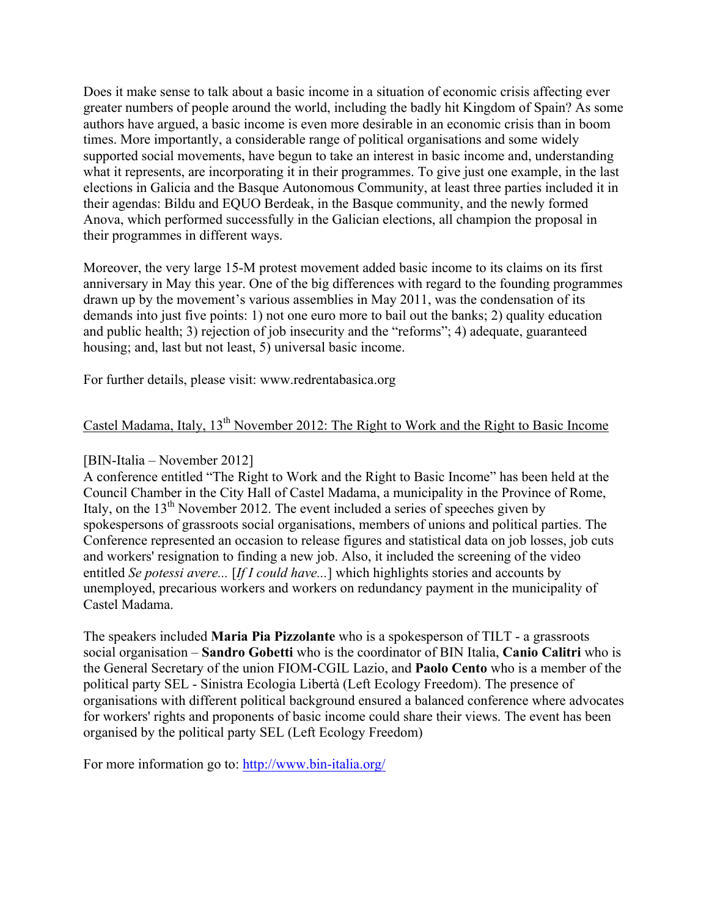Does it make sense to talk about a basic income in a situation of economic crisis affecting ever greater numbers of people around the world, including the badly hit Kingdom of Spain? As some authors have argued, a basic income is even more desirable in an economic crisis than in boom times. More importantly, a considerable range of political organisations and some widely supported social movements, have begun to take an interest in basic income and, understanding what it represents, are incorporating it in their programmes. To give just one example, in the last elections in Galicia and the Basque Autonomous Community, at least three parties included it in their agendas: Bildu and EQUO Berdeak, in the Basque community, and the newly formed Anova, which performed successfully in the Galician elections, all champion the proposal in their programmes in different ways.

Moreover, the very large 15-M protest movement added basic income to its claims on its first anniversary in May this year. One of the big differences with regard to the founding programmes drawn up by the movement's various assemblies in May 2011, was the condensation of its demands into just five points: 1) not one euro more to bail out the banks; 2) quality education and public health; 3) rejection of job insecurity and the "reforms"; 4) adequate, guaranteed housing; and, last but not least, 5) universal basic income.

For further details, please visit: www.redrentabasica.org

## Castel Madama, Italy, 13th November 2012: The Right to Work and the Right to Basic Income

[BIN-Italia – November 2012]
A conference entitled "The Right to Work and the Right to Basic Income" has been held at the Council Chamber in the City Hall of Castel Madama, a municipality in the Province of Rome, Italy, on the 13th November 2012. The event included a series of speeches given by spokespersons of grassroots social organisations, members of unions and political parties. The Conference represented an occasion to release figures and statistical data on job losses, job cuts and workers' resignation to finding a new job. Also, it included the screening of the video entitled *Se potessi avere...* [*If I could have...*] which highlights stories and accounts by unemployed, precarious workers and workers on redundancy payment in the municipality of Castel Madama.

The speakers included **Maria Pia Pizzolante** who is a spokesperson of TILT - a grassroots social organisation – **Sandro Gobetti** who is the coordinator of BIN Italia, **Canio Calitri** who is the General Secretary of the union FIOM-CGIL Lazio, and **Paolo Cento** who is a member of the political party SEL - Sinistra Ecologia Libertà (Left Ecology Freedom). The presence of organisations with different political background ensured a balanced conference where advocates for workers' rights and proponents of basic income could share their views. The event has been organised by the political party SEL (Left Ecology Freedom)

For more information go to: http://www.bin-italia.org/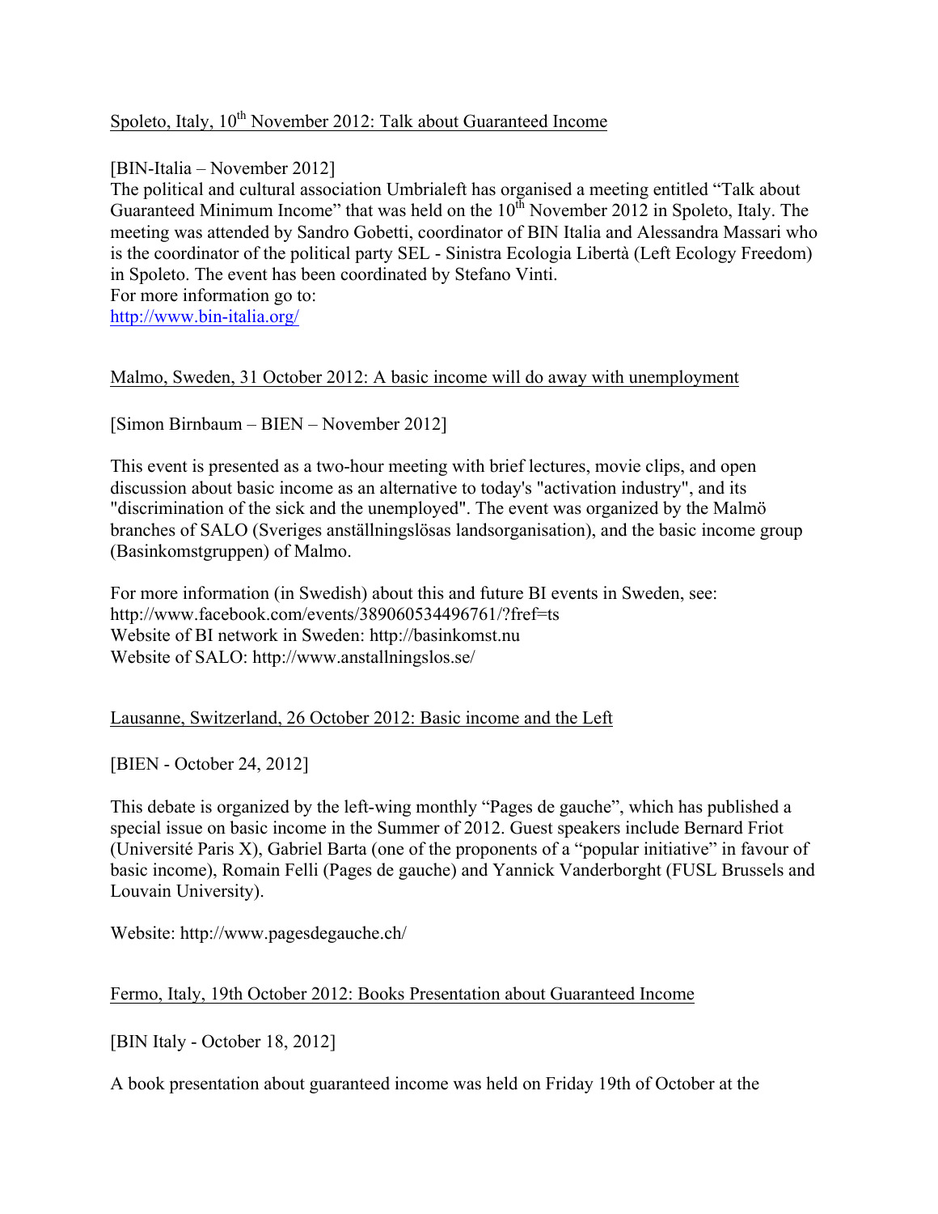Spoleto, Italy, 10th November 2012: Talk about Guaranteed Income

[BIN-Italia – November 2012]
The political and cultural association Umbrialeft has organised a meeting entitled "Talk about Guaranteed Minimum Income" that was held on the 10th November 2012 in Spoleto, Italy. The meeting was attended by Sandro Gobetti, coordinator of BIN Italia and Alessandra Massari who is the coordinator of the political party SEL - Sinistra Ecologia Libertà (Left Ecology Freedom) in Spoleto. The event has been coordinated by Stefano Vinti.
For more information go to:
http://www.bin-italia.org/

Malmo, Sweden, 31 October 2012: A basic income will do away with unemployment

[Simon Birnbaum – BIEN – November 2012]

This event is presented as a two-hour meeting with brief lectures, movie clips, and open discussion about basic income as an alternative to today's "activation industry", and its "discrimination of the sick and the unemployed". The event was organized by the Malmö branches of SALO (Sveriges anställningslösas landsorganisation), and the basic income group (Basinkomstgruppen) of Malmo.

For more information (in Swedish) about this and future BI events in Sweden, see:
http://www.facebook.com/events/389060534496761/?fref=ts
Website of BI network in Sweden: http://basinkomst.nu
Website of SALO: http://www.anstallningslos.se/

Lausanne, Switzerland, 26 October 2012: Basic income and the Left

[BIEN - October 24, 2012]

This debate is organized by the left-wing monthly "Pages de gauche", which has published a special issue on basic income in the Summer of 2012. Guest speakers include Bernard Friot (Université Paris X), Gabriel Barta (one of the proponents of a "popular initiative" in favour of basic income), Romain Felli (Pages de gauche) and Yannick Vanderborght (FUSL Brussels and Louvain University).

Website: http://www.pagesdegauche.ch/

Fermo, Italy, 19th October 2012: Books Presentation about Guaranteed Income

[BIN Italy - October 18, 2012]

A book presentation about guaranteed income was held on Friday 19th of October at the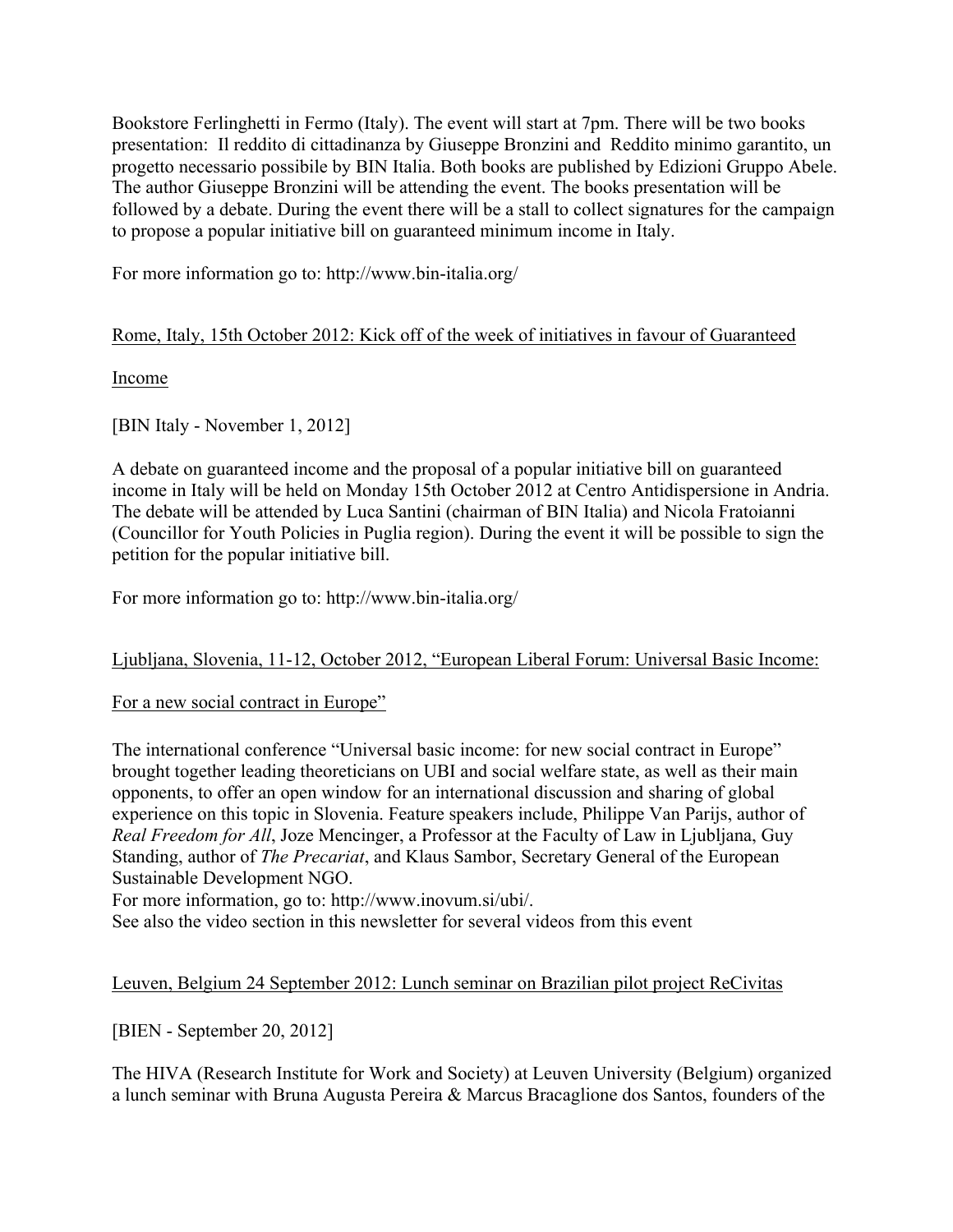Bookstore Ferlinghetti in Fermo (Italy). The event will start at 7pm. There will be two books presentation: Il reddito di cittadinanza by Giuseppe Bronzini and Reddito minimo garantito, un progetto necessario possibile by BIN Italia. Both books are published by Edizioni Gruppo Abele. The author Giuseppe Bronzini will be attending the event. The books presentation will be followed by a debate. During the event there will be a stall to collect signatures for the campaign to propose a popular initiative bill on guaranteed minimum income in Italy.

For more information go to: http://www.bin-italia.org/

<u>Rome, Italy, 15th October 2012: Kick off of the week of initiatives in favour of Guaranteed Income</u>

[BIN Italy - November 1, 2012]

A debate on guaranteed income and the proposal of a popular initiative bill on guaranteed income in Italy will be held on Monday 15th October 2012 at Centro Antidispersione in Andria. The debate will be attended by Luca Santini (chairman of BIN Italia) and Nicola Fratoianni (Councillor for Youth Policies in Puglia region). During the event it will be possible to sign the petition for the popular initiative bill.

For more information go to: http://www.bin-italia.org/

<u>Ljubljana, Slovenia, 11-12, October 2012, "European Liberal Forum: Universal Basic Income: For a new social contract in Europe"</u>

The international conference "Universal basic income: for new social contract in Europe" brought together leading theoreticians on UBI and social welfare state, as well as their main opponents, to offer an open window for an international discussion and sharing of global experience on this topic in Slovenia. Feature speakers include, Philippe Van Parijs, author of *Real Freedom for All*, Joze Mencinger, a Professor at the Faculty of Law in Ljubljana, Guy Standing, author of *The Precariat*, and Klaus Sambor, Secretary General of the European Sustainable Development NGO.
For more information, go to: http://www.inovum.si/ubi/.
See also the video section in this newsletter for several videos from this event

<u>Leuven, Belgium 24 September 2012: Lunch seminar on Brazilian pilot project ReCivitas</u>

[BIEN - September 20, 2012]

The HIVA (Research Institute for Work and Society) at Leuven University (Belgium) organized a lunch seminar with Bruna Augusta Pereira & Marcus Bracaglione dos Santos, founders of the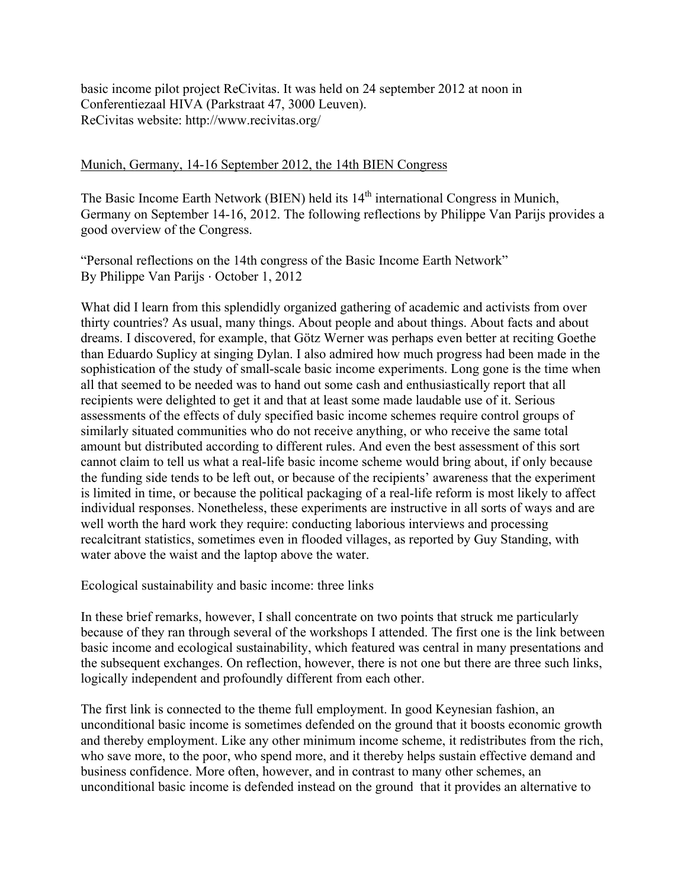basic income pilot project ReCivitas. It was held on 24 september 2012 at noon in Conferentiezaal HIVA (Parkstraat 47, 3000 Leuven).
ReCivitas website: http://www.recivitas.org/

<u>Munich, Germany, 14-16 September 2012, the 14th BIEN Congress</u>

The Basic Income Earth Network (BIEN) held its 14th international Congress in Munich, Germany on September 14-16, 2012. The following reflections by Philippe Van Parijs provides a good overview of the Congress.

"Personal reflections on the 14th congress of the Basic Income Earth Network"
By Philippe Van Parijs · October 1, 2012

What did I learn from this splendidly organized gathering of academic and activists from over thirty countries? As usual, many things. About people and about things. About facts and about dreams. I discovered, for example, that Götz Werner was perhaps even better at reciting Goethe than Eduardo Suplicy at singing Dylan. I also admired how much progress had been made in the sophistication of the study of small-scale basic income experiments. Long gone is the time when all that seemed to be needed was to hand out some cash and enthusiastically report that all recipients were delighted to get it and that at least some made laudable use of it. Serious assessments of the effects of duly specified basic income schemes require control groups of similarly situated communities who do not receive anything, or who receive the same total amount but distributed according to different rules. And even the best assessment of this sort cannot claim to tell us what a real-life basic income scheme would bring about, if only because the funding side tends to be left out, or because of the recipients' awareness that the experiment is limited in time, or because the political packaging of a real-life reform is most likely to affect individual responses. Nonetheless, these experiments are instructive in all sorts of ways and are well worth the hard work they require: conducting laborious interviews and processing recalcitrant statistics, sometimes even in flooded villages, as reported by Guy Standing, with water above the waist and the laptop above the water.

Ecological sustainability and basic income: three links

In these brief remarks, however, I shall concentrate on two points that struck me particularly because of they ran through several of the workshops I attended. The first one is the link between basic income and ecological sustainability, which featured was central in many presentations and the subsequent exchanges. On reflection, however, there is not one but there are three such links, logically independent and profoundly different from each other.

The first link is connected to the theme full employment. In good Keynesian fashion, an unconditional basic income is sometimes defended on the ground that it boosts economic growth and thereby employment. Like any other minimum income scheme, it redistributes from the rich, who save more, to the poor, who spend more, and it thereby helps sustain effective demand and business confidence. More often, however, and in contrast to many other schemes, an unconditional basic income is defended instead on the ground that it provides an alternative to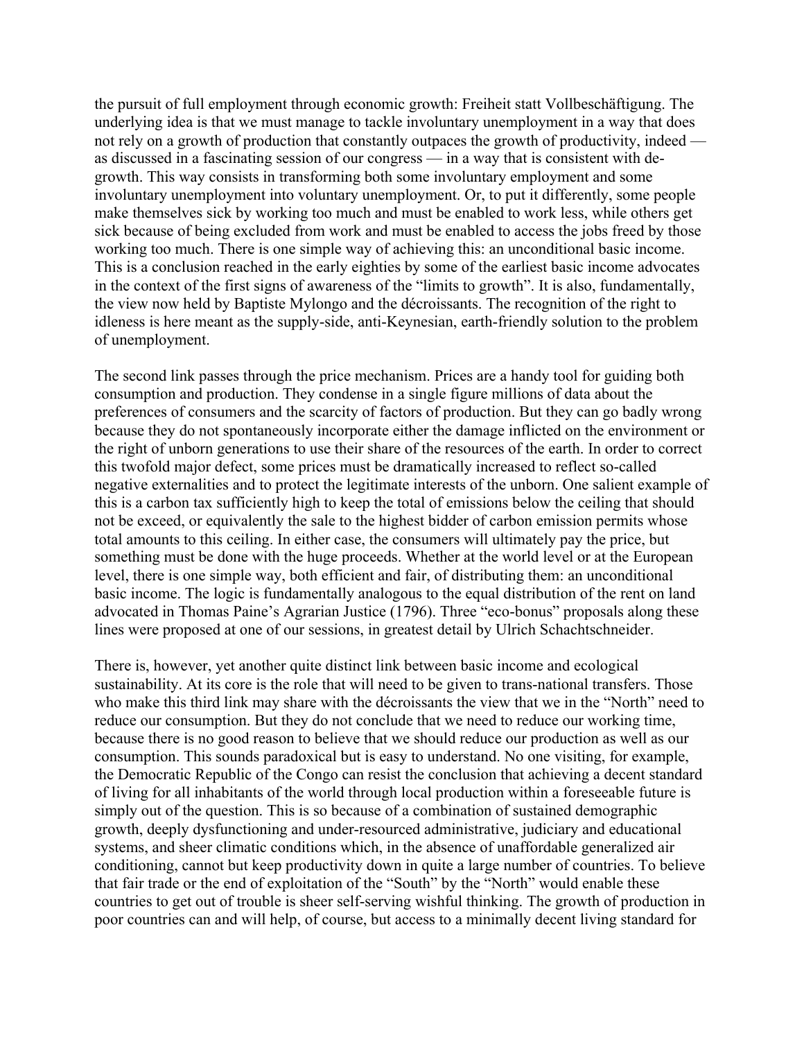the pursuit of full employment through economic growth: Freiheit statt Vollbeschäftigung. The underlying idea is that we must manage to tackle involuntary unemployment in a way that does not rely on a growth of production that constantly outpaces the growth of productivity, indeed — as discussed in a fascinating session of our congress — in a way that is consistent with de-growth. This way consists in transforming both some involuntary employment and some involuntary unemployment into voluntary unemployment. Or, to put it differently, some people make themselves sick by working too much and must be enabled to work less, while others get sick because of being excluded from work and must be enabled to access the jobs freed by those working too much. There is one simple way of achieving this: an unconditional basic income. This is a conclusion reached in the early eighties by some of the earliest basic income advocates in the context of the first signs of awareness of the "limits to growth". It is also, fundamentally, the view now held by Baptiste Mylongo and the décroissants. The recognition of the right to idleness is here meant as the supply-side, anti-Keynesian, earth-friendly solution to the problem of unemployment.

The second link passes through the price mechanism. Prices are a handy tool for guiding both consumption and production. They condense in a single figure millions of data about the preferences of consumers and the scarcity of factors of production. But they can go badly wrong because they do not spontaneously incorporate either the damage inflicted on the environment or the right of unborn generations to use their share of the resources of the earth. In order to correct this twofold major defect, some prices must be dramatically increased to reflect so-called negative externalities and to protect the legitimate interests of the unborn. One salient example of this is a carbon tax sufficiently high to keep the total of emissions below the ceiling that should not be exceed, or equivalently the sale to the highest bidder of carbon emission permits whose total amounts to this ceiling. In either case, the consumers will ultimately pay the price, but something must be done with the huge proceeds. Whether at the world level or at the European level, there is one simple way, both efficient and fair, of distributing them: an unconditional basic income. The logic is fundamentally analogous to the equal distribution of the rent on land advocated in Thomas Paine's Agrarian Justice (1796). Three "eco-bonus" proposals along these lines were proposed at one of our sessions, in greatest detail by Ulrich Schachtschneider.

There is, however, yet another quite distinct link between basic income and ecological sustainability. At its core is the role that will need to be given to trans-national transfers. Those who make this third link may share with the décroissants the view that we in the "North" need to reduce our consumption. But they do not conclude that we need to reduce our working time, because there is no good reason to believe that we should reduce our production as well as our consumption. This sounds paradoxical but is easy to understand. No one visiting, for example, the Democratic Republic of the Congo can resist the conclusion that achieving a decent standard of living for all inhabitants of the world through local production within a foreseeable future is simply out of the question. This is so because of a combination of sustained demographic growth, deeply dysfunctioning and under-resourced administrative, judiciary and educational systems, and sheer climatic conditions which, in the absence of unaffordable generalized air conditioning, cannot but keep productivity down in quite a large number of countries. To believe that fair trade or the end of exploitation of the "South" by the "North" would enable these countries to get out of trouble is sheer self-serving wishful thinking. The growth of production in poor countries can and will help, of course, but access to a minimally decent living standard for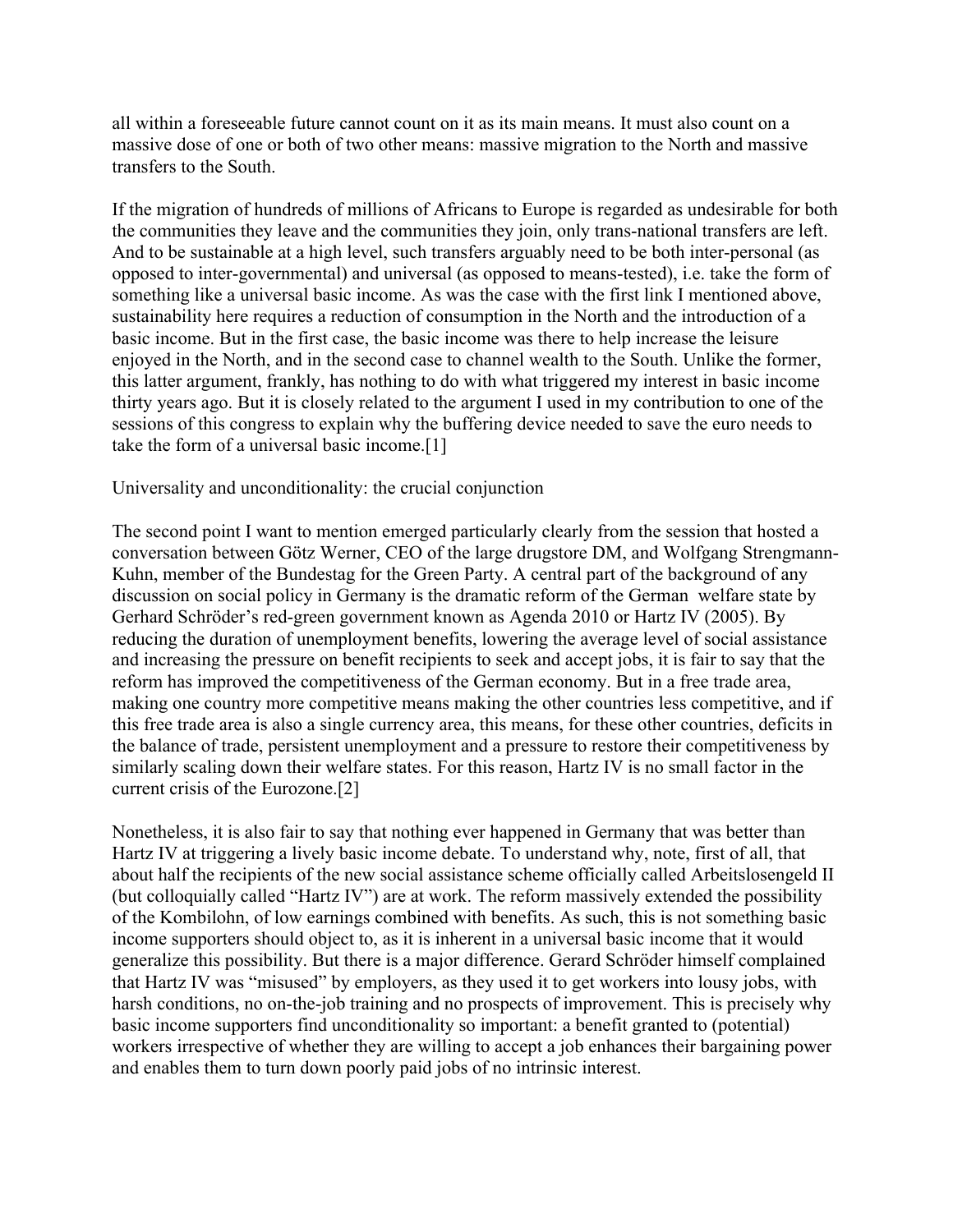all within a foreseeable future cannot count on it as its main means. It must also count on a massive dose of one or both of two other means: massive migration to the North and massive transfers to the South.

If the migration of hundreds of millions of Africans to Europe is regarded as undesirable for both the communities they leave and the communities they join, only trans-national transfers are left. And to be sustainable at a high level, such transfers arguably need to be both inter-personal (as opposed to inter-governmental) and universal (as opposed to means-tested), i.e. take the form of something like a universal basic income. As was the case with the first link I mentioned above, sustainability here requires a reduction of consumption in the North and the introduction of a basic income. But in the first case, the basic income was there to help increase the leisure enjoyed in the North, and in the second case to channel wealth to the South. Unlike the former, this latter argument, frankly, has nothing to do with what triggered my interest in basic income thirty years ago. But it is closely related to the argument I used in my contribution to one of the sessions of this congress to explain why the buffering device needed to save the euro needs to take the form of a universal basic income.[1]

## Universality and unconditionality: the crucial conjunction

The second point I want to mention emerged particularly clearly from the session that hosted a conversation between Götz Werner, CEO of the large drugstore DM, and Wolfgang Strengmann-Kuhn, member of the Bundestag for the Green Party. A central part of the background of any discussion on social policy in Germany is the dramatic reform of the German welfare state by Gerhard Schröder's red-green government known as Agenda 2010 or Hartz IV (2005). By reducing the duration of unemployment benefits, lowering the average level of social assistance and increasing the pressure on benefit recipients to seek and accept jobs, it is fair to say that the reform has improved the competitiveness of the German economy. But in a free trade area, making one country more competitive means making the other countries less competitive, and if this free trade area is also a single currency area, this means, for these other countries, deficits in the balance of trade, persistent unemployment and a pressure to restore their competitiveness by similarly scaling down their welfare states. For this reason, Hartz IV is no small factor in the current crisis of the Eurozone.[2]

Nonetheless, it is also fair to say that nothing ever happened in Germany that was better than Hartz IV at triggering a lively basic income debate. To understand why, note, first of all, that about half the recipients of the new social assistance scheme officially called Arbeitslosengeld II (but colloquially called "Hartz IV") are at work. The reform massively extended the possibility of the Kombilohn, of low earnings combined with benefits. As such, this is not something basic income supporters should object to, as it is inherent in a universal basic income that it would generalize this possibility. But there is a major difference. Gerard Schröder himself complained that Hartz IV was "misused" by employers, as they used it to get workers into lousy jobs, with harsh conditions, no on-the-job training and no prospects of improvement. This is precisely why basic income supporters find unconditionality so important: a benefit granted to (potential) workers irrespective of whether they are willing to accept a job enhances their bargaining power and enables them to turn down poorly paid jobs of no intrinsic interest.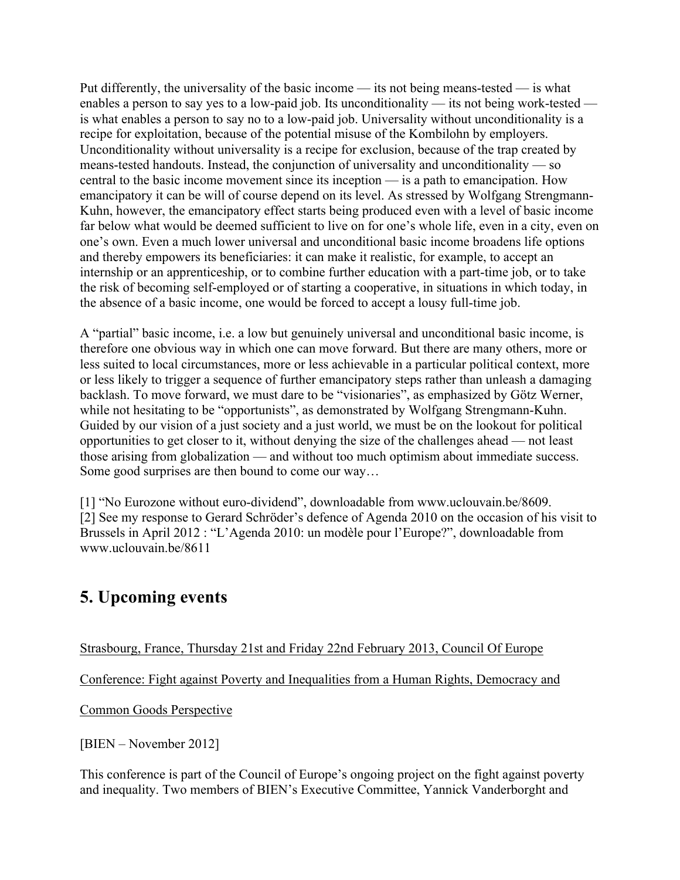Put differently, the universality of the basic income — its not being means-tested — is what enables a person to say yes to a low-paid job. Its unconditionality — its not being work-tested — is what enables a person to say no to a low-paid job. Universality without unconditionality is a recipe for exploitation, because of the potential misuse of the Kombilohn by employers. Unconditionality without universality is a recipe for exclusion, because of the trap created by means-tested handouts. Instead, the conjunction of universality and unconditionality — so central to the basic income movement since its inception — is a path to emancipation. How emancipatory it can be will of course depend on its level. As stressed by Wolfgang Strengmann-Kuhn, however, the emancipatory effect starts being produced even with a level of basic income far below what would be deemed sufficient to live on for one's whole life, even in a city, even on one's own. Even a much lower universal and unconditional basic income broadens life options and thereby empowers its beneficiaries: it can make it realistic, for example, to accept an internship or an apprenticeship, or to combine further education with a part-time job, or to take the risk of becoming self-employed or of starting a cooperative, in situations in which today, in the absence of a basic income, one would be forced to accept a lousy full-time job.

A "partial" basic income, i.e. a low but genuinely universal and unconditional basic income, is therefore one obvious way in which one can move forward. But there are many others, more or less suited to local circumstances, more or less achievable in a particular political context, more or less likely to trigger a sequence of further emancipatory steps rather than unleash a damaging backlash. To move forward, we must dare to be "visionaries", as emphasized by Götz Werner, while not hesitating to be "opportunists", as demonstrated by Wolfgang Strengmann-Kuhn. Guided by our vision of a just society and a just world, we must be on the lookout for political opportunities to get closer to it, without denying the size of the challenges ahead — not least those arising from globalization — and without too much optimism about immediate success. Some good surprises are then bound to come our way…

[1] "No Eurozone without euro-dividend", downloadable from www.uclouvain.be/8609.
[2] See my response to Gerard Schröder's defence of Agenda 2010 on the occasion of his visit to Brussels in April 2012 : "L'Agenda 2010: un modèle pour l'Europe?", downloadable from www.uclouvain.be/8611

## 5. Upcoming events

Strasbourg, France, Thursday 21st and Friday 22nd February 2013, Council Of Europe

Conference: Fight against Poverty and Inequalities from a Human Rights, Democracy and

Common Goods Perspective

[BIEN – November 2012]

This conference is part of the Council of Europe's ongoing project on the fight against poverty and inequality. Two members of BIEN's Executive Committee, Yannick Vanderborght and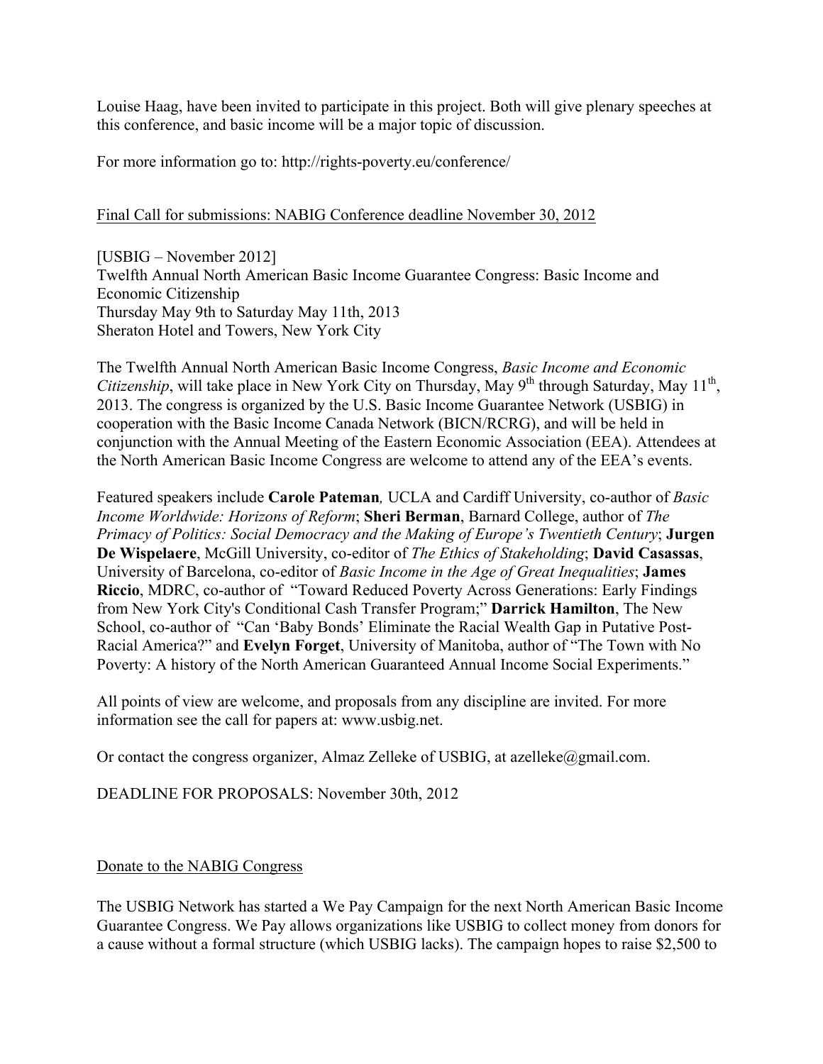Louise Haag, have been invited to participate in this project. Both will give plenary speeches at this conference, and basic income will be a major topic of discussion.

For more information go to: http://rights-poverty.eu/conference/

Final Call for submissions: NABIG Conference deadline November 30, 2012

[USBIG – November 2012]
Twelfth Annual North American Basic Income Guarantee Congress: Basic Income and Economic Citizenship
Thursday May 9th to Saturday May 11th, 2013
Sheraton Hotel and Towers, New York City

The Twelfth Annual North American Basic Income Congress, *Basic Income and Economic Citizenship*, will take place in New York City on Thursday, May 9th through Saturday, May 11th, 2013. The congress is organized by the U.S. Basic Income Guarantee Network (USBIG) in cooperation with the Basic Income Canada Network (BICN/RCRG), and will be held in conjunction with the Annual Meeting of the Eastern Economic Association (EEA). Attendees at the North American Basic Income Congress are welcome to attend any of the EEA's events.

Featured speakers include **Carole Pateman***,* UCLA and Cardiff University, co-author of *Basic Income Worldwide: Horizons of Reform*; **Sheri Berman**, Barnard College, author of *The Primacy of Politics: Social Democracy and the Making of Europe's Twentieth Century*; **Jurgen De Wispelaere**, McGill University, co-editor of *The Ethics of Stakeholding*; **David Casassas**, University of Barcelona, co-editor of *Basic Income in the Age of Great Inequalities*; **James Riccio**, MDRC, co-author of "Toward Reduced Poverty Across Generations: Early Findings from New York City's Conditional Cash Transfer Program;" **Darrick Hamilton**, The New School, co-author of "Can 'Baby Bonds' Eliminate the Racial Wealth Gap in Putative Post-Racial America?" and **Evelyn Forget**, University of Manitoba, author of "The Town with No Poverty: A history of the North American Guaranteed Annual Income Social Experiments."

All points of view are welcome, and proposals from any discipline are invited. For more information see the call for papers at: www.usbig.net.

Or contact the congress organizer, Almaz Zelleke of USBIG, at azelleke@gmail.com.

DEADLINE FOR PROPOSALS: November 30th, 2012

Donate to the NABIG Congress

The USBIG Network has started a We Pay Campaign for the next North American Basic Income Guarantee Congress. We Pay allows organizations like USBIG to collect money from donors for a cause without a formal structure (which USBIG lacks). The campaign hopes to raise $2,500 to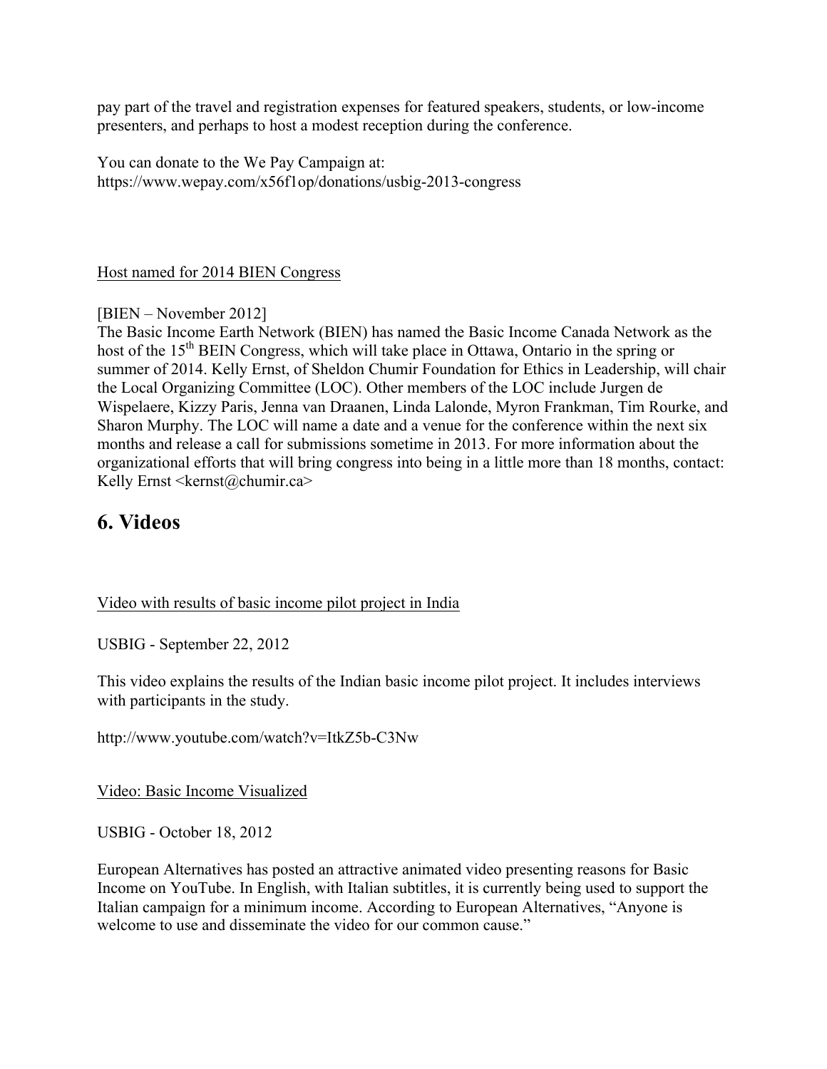pay part of the travel and registration expenses for featured speakers, students, or low-income presenters, and perhaps to host a modest reception during the conference.

You can donate to the We Pay Campaign at:
https://www.wepay.com/x56f1op/donations/usbig-2013-congress

Host named for 2014 BIEN Congress

[BIEN – November 2012]
The Basic Income Earth Network (BIEN) has named the Basic Income Canada Network as the host of the 15th BEIN Congress, which will take place in Ottawa, Ontario in the spring or summer of 2014. Kelly Ernst, of Sheldon Chumir Foundation for Ethics in Leadership, will chair the Local Organizing Committee (LOC). Other members of the LOC include Jurgen de Wispelaere, Kizzy Paris, Jenna van Draanen, Linda Lalonde, Myron Frankman, Tim Rourke, and Sharon Murphy. The LOC will name a date and a venue for the conference within the next six months and release a call for submissions sometime in 2013. For more information about the organizational efforts that will bring congress into being in a little more than 18 months, contact: Kelly Ernst <kernst@chumir.ca>

## 6. Videos

Video with results of basic income pilot project in India

USBIG - September 22, 2012

This video explains the results of the Indian basic income pilot project. It includes interviews with participants in the study.

http://www.youtube.com/watch?v=ItkZ5b-C3Nw

Video: Basic Income Visualized

USBIG - October 18, 2012

European Alternatives has posted an attractive animated video presenting reasons for Basic Income on YouTube. In English, with Italian subtitles, it is currently being used to support the Italian campaign for a minimum income. According to European Alternatives, "Anyone is welcome to use and disseminate the video for our common cause."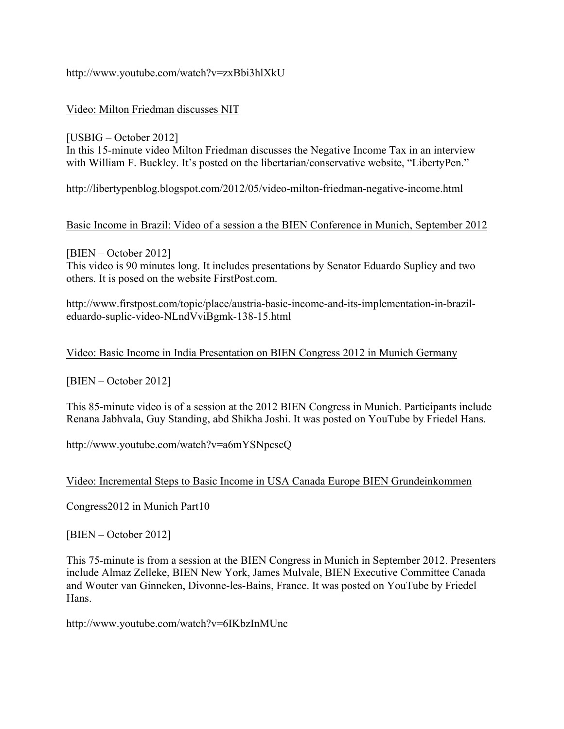http://www.youtube.com/watch?v=zxBbi3hlXkU

Video: Milton Friedman discusses NIT

[USBIG – October 2012]
In this 15-minute video Milton Friedman discusses the Negative Income Tax in an interview with William F. Buckley. It's posted on the libertarian/conservative website, "LibertyPen."

http://libertypenblog.blogspot.com/2012/05/video-milton-friedman-negative-income.html

Basic Income in Brazil: Video of a session a the BIEN Conference in Munich, September 2012

[BIEN – October 2012]
This video is 90 minutes long. It includes presentations by Senator Eduardo Suplicy and two others. It is posed on the website FirstPost.com.

http://www.firstpost.com/topic/place/austria-basic-income-and-its-implementation-in-brazil-eduardo-suplic-video-NLndVviBgmk-138-15.html

Video: Basic Income in India Presentation on BIEN Congress 2012 in Munich Germany

[BIEN – October 2012]

This 85-minute video is of a session at the 2012 BIEN Congress in Munich. Participants include Renana Jabhvala, Guy Standing, abd Shikha Joshi. It was posted on YouTube by Friedel Hans.

http://www.youtube.com/watch?v=a6mYSNpcscQ

Video: Incremental Steps to Basic Income in USA Canada Europe BIEN Grundeinkommen Congress2012 in Munich Part10

[BIEN – October 2012]

This 75-minute is from a session at the BIEN Congress in Munich in September 2012. Presenters include Almaz Zelleke, BIEN New York, James Mulvale, BIEN Executive Committee Canada and Wouter van Ginneken, Divonne-les-Bains, France. It was posted on YouTube by Friedel Hans.

http://www.youtube.com/watch?v=6IKbzInMUnc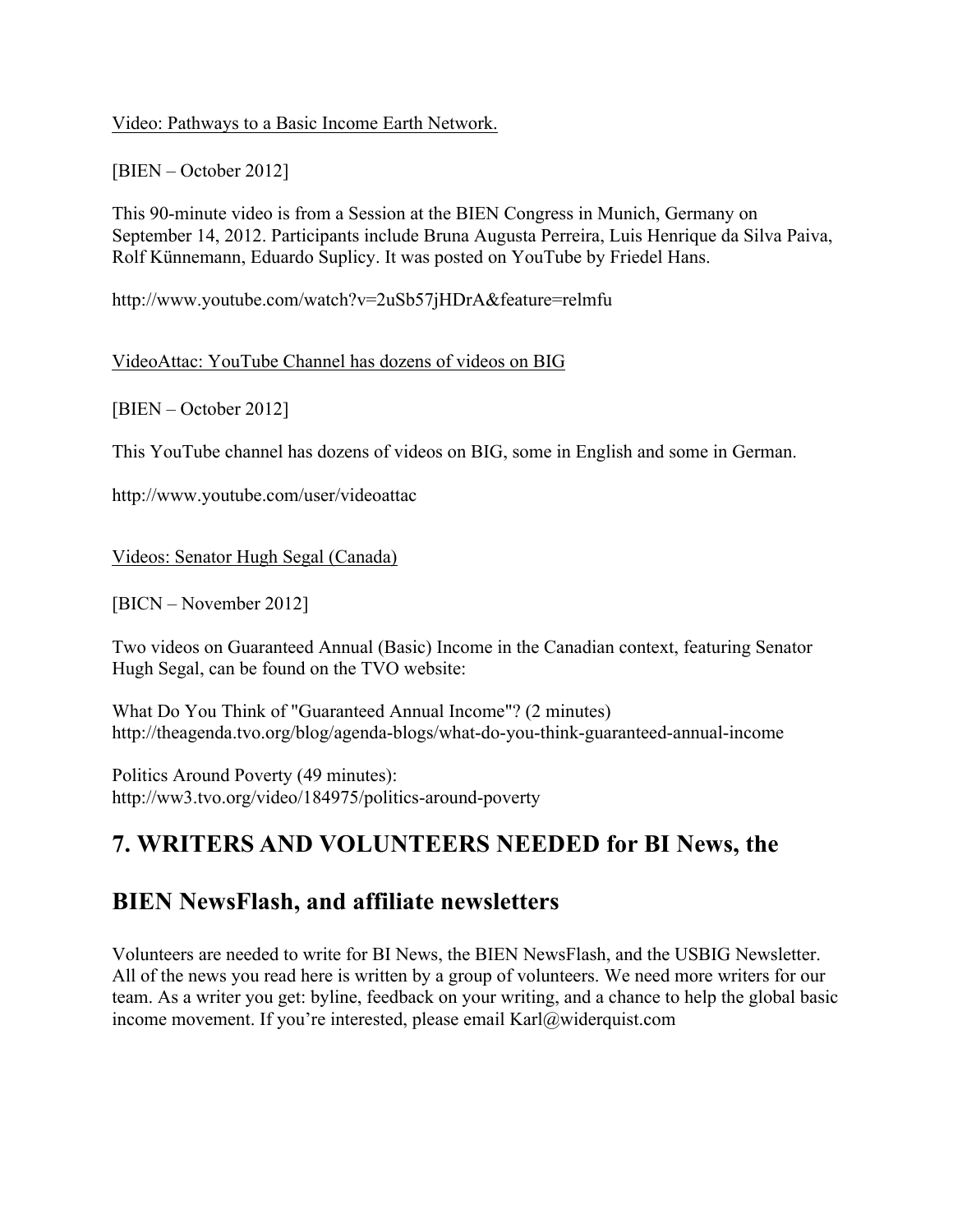Video: Pathways to a Basic Income Earth Network.

[BIEN – October 2012]

This 90-minute video is from a Session at the BIEN Congress in Munich, Germany on September 14, 2012. Participants include Bruna Augusta Perreira, Luis Henrique da Silva Paiva, Rolf Künnemann, Eduardo Suplicy. It was posted on YouTube by Friedel Hans.

http://www.youtube.com/watch?v=2uSb57jHDrA&feature=relmfu

VideoAttac: YouTube Channel has dozens of videos on BIG

[BIEN – October 2012]

This YouTube channel has dozens of videos on BIG, some in English and some in German.

http://www.youtube.com/user/videoattac

Videos: Senator Hugh Segal (Canada)

[BICN – November 2012]

Two videos on Guaranteed Annual (Basic) Income in the Canadian context, featuring Senator Hugh Segal, can be found on the TVO website:

What Do You Think of "Guaranteed Annual Income"? (2 minutes)
http://theagenda.tvo.org/blog/agenda-blogs/what-do-you-think-guaranteed-annual-income

Politics Around Poverty (49 minutes):
http://ww3.tvo.org/video/184975/politics-around-poverty

## 7. WRITERS AND VOLUNTEERS NEEDED for BI News, the BIEN NewsFlash, and affiliate newsletters

Volunteers are needed to write for BI News, the BIEN NewsFlash, and the USBIG Newsletter. All of the news you read here is written by a group of volunteers. We need more writers for our team. As a writer you get: byline, feedback on your writing, and a chance to help the global basic income movement. If you're interested, please email Karl@widerquist.com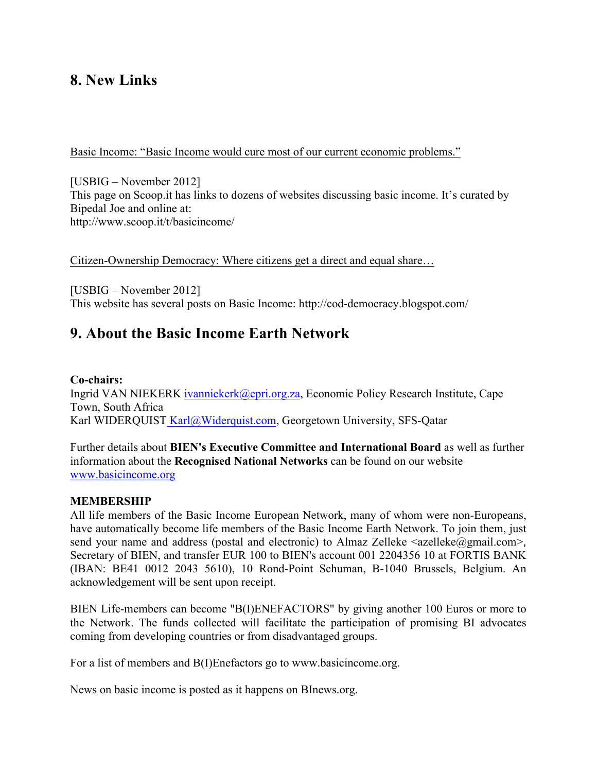## 8. New Links

Basic Income: "Basic Income would cure most of our current economic problems."

[USBIG – November 2012]
This page on Scoop.it has links to dozens of websites discussing basic income. It's curated by Bipedal Joe and online at:
http://www.scoop.it/t/basicincome/

Citizen-Ownership Democracy: Where citizens get a direct and equal share…

[USBIG – November 2012]
This website has several posts on Basic Income: http://cod-democracy.blogspot.com/

## 9. About the Basic Income Earth Network

**Co-chairs:**
Ingrid VAN NIEKERK ivanniekerk@epri.org.za, Economic Policy Research Institute, Cape Town, South Africa
Karl WIDERQUIST Karl@Widerquist.com, Georgetown University, SFS-Qatar

Further details about **BIEN's Executive Committee and International Board** as well as further information about the **Recognised National Networks** can be found on our website www.basicincome.org

**MEMBERSHIP**
All life members of the Basic Income European Network, many of whom were non-Europeans, have automatically become life members of the Basic Income Earth Network. To join them, just send your name and address (postal and electronic) to Almaz Zelleke <azelleke@gmail.com>, Secretary of BIEN, and transfer EUR 100 to BIEN's account 001 2204356 10 at FORTIS BANK (IBAN: BE41 0012 2043 5610), 10 Rond-Point Schuman, B-1040 Brussels, Belgium. An acknowledgement will be sent upon receipt.

BIEN Life-members can become "B(I)ENEFACTORS" by giving another 100 Euros or more to the Network. The funds collected will facilitate the participation of promising BI advocates coming from developing countries or from disadvantaged groups.

For a list of members and B(I)Enefactors go to www.basicincome.org.

News on basic income is posted as it happens on BInews.org.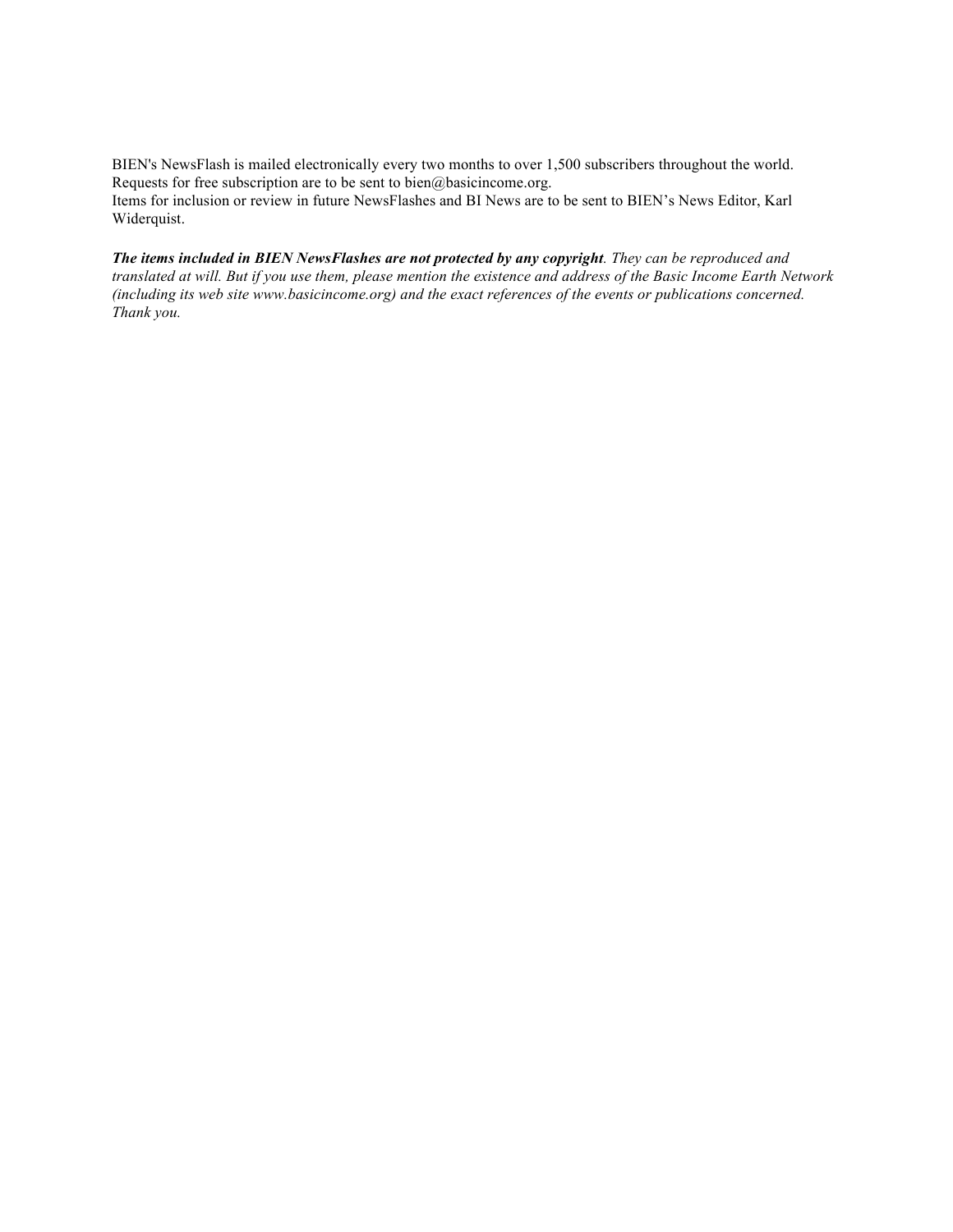BIEN's NewsFlash is mailed electronically every two months to over 1,500 subscribers throughout the world. Requests for free subscription are to be sent to bien@basicincome.org.
Items for inclusion or review in future NewsFlashes and BI News are to be sent to BIEN's News Editor, Karl Widerquist.

***The items included in BIEN NewsFlashes are not protected by any copyright****. They can be reproduced and translated at will. But if you use them, please mention the existence and address of the Basic Income Earth Network (including its web site www.basicincome.org) and the exact references of the events or publications concerned. Thank you.*